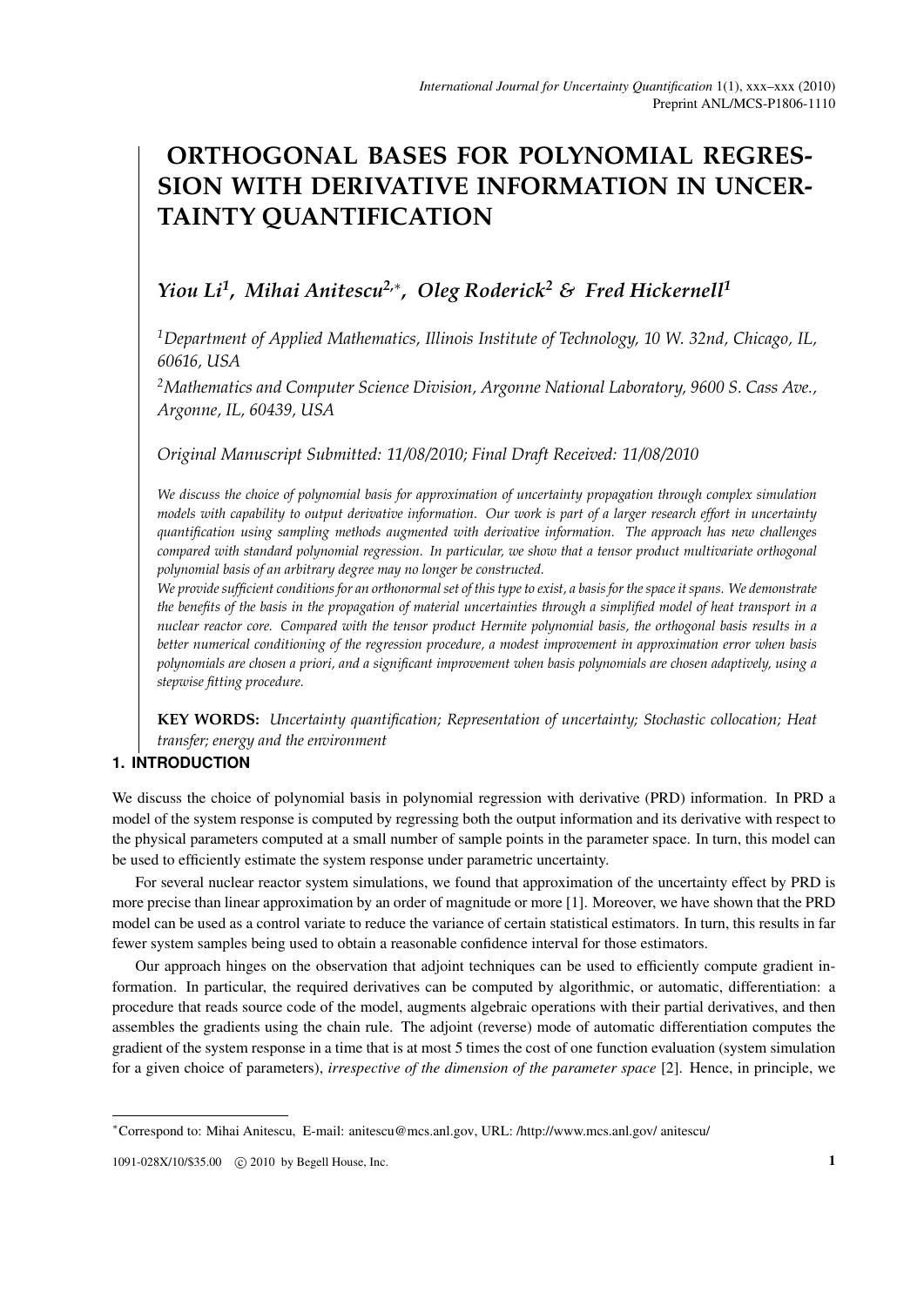# ORTHOGONAL BASES FOR POLYNOMIAL REGRESSION WITH DERIVATIVE INFORMATION IN UNCERTAINTY QUANTIFICATION

*Yiou Li[1], Mihai Anitescu[2,*], Oleg Roderick[2] & Fred Hickernell[1]*

[1] *Department of Applied Mathematics, Illinois Institute of Technology, 10 W. 32nd, Chicago, IL, 60616, USA*

[2] *Mathematics and Computer Science Division, Argonne National Laboratory, 9600 S. Cass Ave., Argonne, IL, 60439, USA*

*Original Manuscript Submitted: 11/08/2010; Final Draft Received: 11/08/2010*

*We discuss the choice of polynomial basis for approximation of uncertainty propagation through complex simulation models with capability to output derivative information. Our work is part of a larger research effort in uncertainty quantification using sampling methods augmented with derivative information. The approach has new challenges compared with standard polynomial regression. In particular, we show that a tensor product multivariate orthogonal polynomial basis of an arbitrary degree may no longer be constructed.*

*We provide sufficient conditions for an orthonormal set of this type to exist, a basis for the space it spans. We demonstrate the benefits of the basis in the propagation of material uncertainties through a simplified model of heat transport in a nuclear reactor core. Compared with the tensor product Hermite polynomial basis, the orthogonal basis results in a better numerical conditioning of the regression procedure, a modest improvement in approximation error when basis polynomials are chosen a priori, and a significant improvement when basis polynomials are chosen adaptively, using a stepwise fitting procedure.*

**KEY WORDS:** *Uncertainty quantification; Representation of uncertainty; Stochastic collocation; Heat transfer; energy and the environment*

## 1. INTRODUCTION

We discuss the choice of polynomial basis in polynomial regression with derivative (PRD) information. In PRD a model of the system response is computed by regressing both the output information and its derivative with respect to the physical parameters computed at a small number of sample points in the parameter space. In turn, this model can be used to efficiently estimate the system response under parametric uncertainty.

For several nuclear reactor system simulations, we found that approximation of the uncertainty effect by PRD is more precise than linear approximation by an order of magnitude or more [1]. Moreover, we have shown that the PRD model can be used as a control variate to reduce the variance of certain statistical estimators. In turn, this results in far fewer system samples being used to obtain a reasonable confidence interval for those estimators.

Our approach hinges on the observation that adjoint techniques can be used to efficiently compute gradient information. In particular, the required derivatives can be computed by algorithmic, or automatic, differentiation: a procedure that reads source code of the model, augments algebraic operations with their partial derivatives, and then assembles the gradients using the chain rule. The adjoint (reverse) mode of automatic differentiation computes the gradient of the system response in a time that is at most 5 times the cost of one function evaluation (system simulation for a given choice of parameters), *irrespective of the dimension of the parameter space* [2]. Hence, in principle, we

*Correspond to: Mihai Anitescu, E-mail: anitescu@mcs.anl.gov, URL: /http://www.mcs.anl.gov/ anitescu/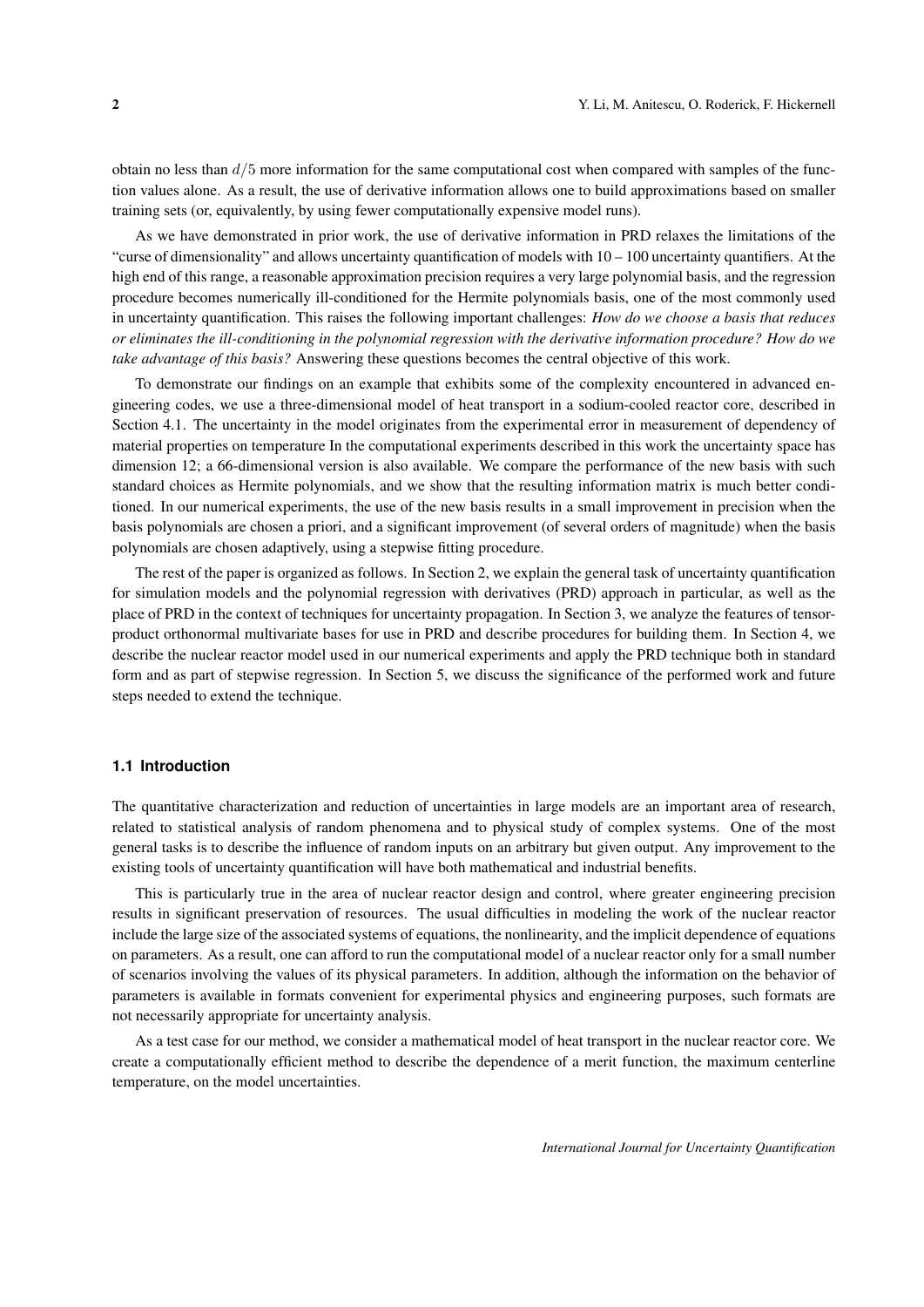obtain no less than $d/5$ more information for the same computational cost when compared with samples of the function values alone. As a result, the use of derivative information allows one to build approximations based on smaller training sets (or, equivalently, by using fewer computationally expensive model runs).

As we have demonstrated in prior work, the use of derivative information in PRD relaxes the limitations of the "curse of dimensionality" and allows uncertainty quantification of models with 10 – 100 uncertainty quantifiers. At the high end of this range, a reasonable approximation precision requires a very large polynomial basis, and the regression procedure becomes numerically ill-conditioned for the Hermite polynomials basis, one of the most commonly used in uncertainty quantification. This raises the following important challenges: *How do we choose a basis that reduces or eliminates the ill-conditioning in the polynomial regression with the derivative information procedure? How do we take advantage of this basis?* Answering these questions becomes the central objective of this work.

To demonstrate our findings on an example that exhibits some of the complexity encountered in advanced engineering codes, we use a three-dimensional model of heat transport in a sodium-cooled reactor core, described in Section 4.1. The uncertainty in the model originates from the experimental error in measurement of dependency of material properties on temperature In the computational experiments described in this work the uncertainty space has dimension 12; a 66-dimensional version is also available. We compare the performance of the new basis with such standard choices as Hermite polynomials, and we show that the resulting information matrix is much better conditioned. In our numerical experiments, the use of the new basis results in a small improvement in precision when the basis polynomials are chosen a priori, and a significant improvement (of several orders of magnitude) when the basis polynomials are chosen adaptively, using a stepwise fitting procedure.

The rest of the paper is organized as follows. In Section 2, we explain the general task of uncertainty quantification for simulation models and the polynomial regression with derivatives (PRD) approach in particular, as well as the place of PRD in the context of techniques for uncertainty propagation. In Section 3, we analyze the features of tensor-product orthonormal multivariate bases for use in PRD and describe procedures for building them. In Section 4, we describe the nuclear reactor model used in our numerical experiments and apply the PRD technique both in standard form and as part of stepwise regression. In Section 5, we discuss the significance of the performed work and future steps needed to extend the technique.

### 1.1 Introduction

The quantitative characterization and reduction of uncertainties in large models are an important area of research, related to statistical analysis of random phenomena and to physical study of complex systems. One of the most general tasks is to describe the influence of random inputs on an arbitrary but given output. Any improvement to the existing tools of uncertainty quantification will have both mathematical and industrial benefits.

This is particularly true in the area of nuclear reactor design and control, where greater engineering precision results in significant preservation of resources. The usual difficulties in modeling the work of the nuclear reactor include the large size of the associated systems of equations, the nonlinearity, and the implicit dependence of equations on parameters. As a result, one can afford to run the computational model of a nuclear reactor only for a small number of scenarios involving the values of its physical parameters. In addition, although the information on the behavior of parameters is available in formats convenient for experimental physics and engineering purposes, such formats are not necessarily appropriate for uncertainty analysis.

As a test case for our method, we consider a mathematical model of heat transport in the nuclear reactor core. We create a computationally efficient method to describe the dependence of a merit function, the maximum centerline temperature, on the model uncertainties.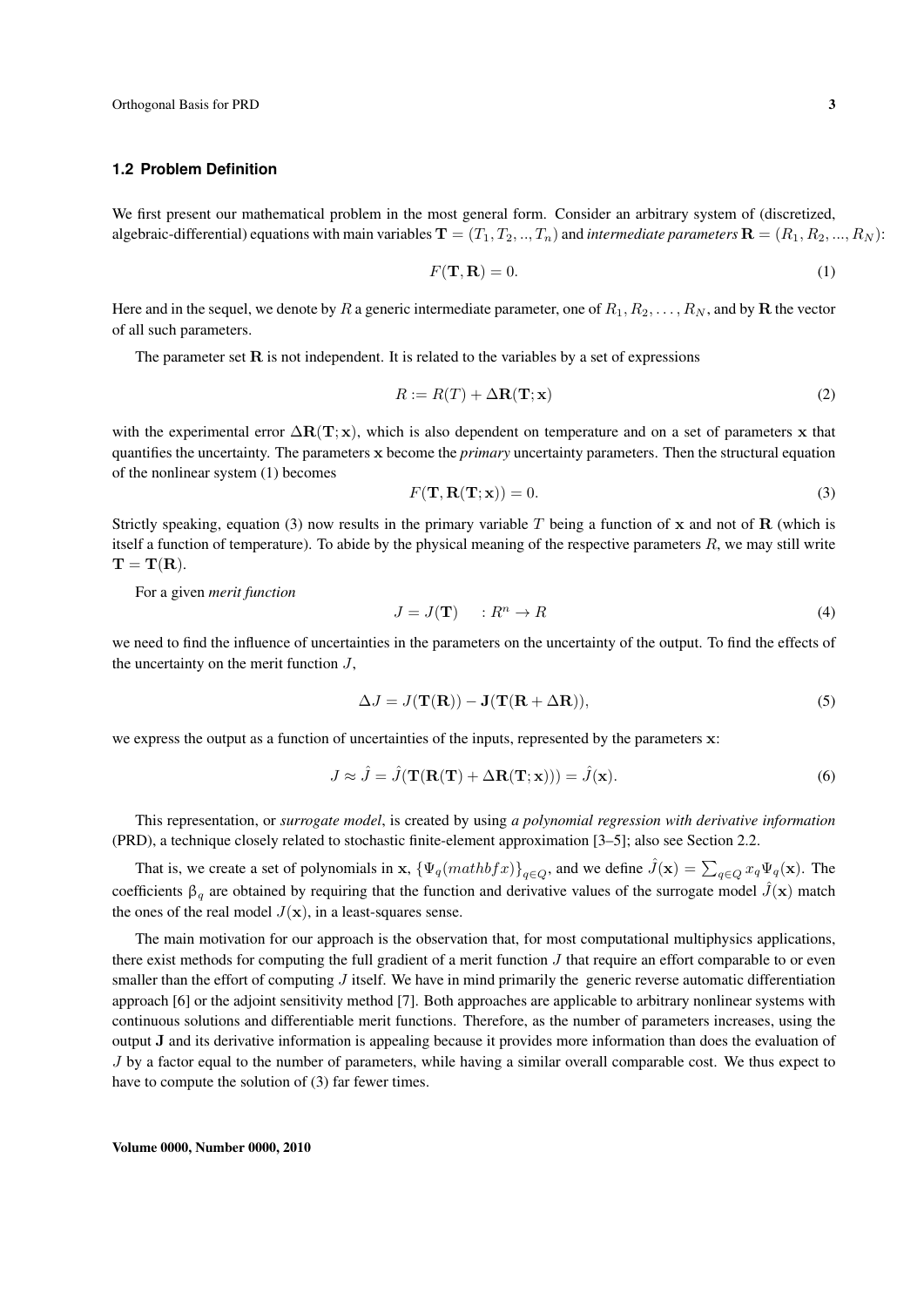### 1.2 Problem Definition

We first present our mathematical problem in the most general form. Consider an arbitrary system of (discretized, algebraic-differential) equations with main variables $\mathbf{T} = (T_1, T_2, .., T_n)$ and *intermediate parameters* $\mathbf{R} = (R_1, R_2, ..., R_N)$:

$$F(\mathbf{T}, \mathbf{R}) = 0. \tag{1}$$

Here and in the sequel, we denote by $R$ a generic intermediate parameter, one of $R_1, R_2, \ldots, R_N$, and by $\mathbf{R}$ the vector of all such parameters.

The parameter set $\mathbf{R}$ is not independent. It is related to the variables by a set of expressions

$$R := R(T) + \Delta\mathbf{R}(\mathbf{T}; \mathbf{x}) \tag{2}$$

with the experimental error $\Delta\mathbf{R}(\mathbf{T}; \mathbf{x})$, which is also dependent on temperature and on a set of parameters $\mathbf{x}$ that quantifies the uncertainty. The parameters $\mathbf{x}$ become the *primary* uncertainty parameters. Then the structural equation of the nonlinear system (1) becomes

$$F(\mathbf{T}, \mathbf{R}(\mathbf{T}; \mathbf{x})) = 0. \tag{3}$$

Strictly speaking, equation (3) now results in the primary variable $T$ being a function of $\mathbf{x}$ and not of $\mathbf{R}$ (which is itself a function of temperature). To abide by the physical meaning of the respective parameters $R$, we may still write $\mathbf{T} = \mathbf{T}(\mathbf{R})$.

For a given *merit function*

$$J = J(\mathbf{T}) \quad : R^n \to R \tag{4}$$

we need to find the influence of uncertainties in the parameters on the uncertainty of the output. To find the effects of the uncertainty on the merit function $J$,

$$\Delta J = J(\mathbf{T}(\mathbf{R})) - \mathbf{J}(\mathbf{T}(\mathbf{R} + \Delta\mathbf{R})), \tag{5}$$

we express the output as a function of uncertainties of the inputs, represented by the parameters $\mathbf{x}$:

$$J \approx \hat{J} = \hat{J}(\mathbf{T}(\mathbf{R}(\mathbf{T}) + \Delta\mathbf{R}(\mathbf{T}; \mathbf{x}))) = \hat{J}(\mathbf{x}). \tag{6}$$

This representation, or *surrogate model*, is created by using *a polynomial regression with derivative information* (PRD), a technique closely related to stochastic finite-element approximation [3–5]; also see Section 2.2.

That is, we create a set of polynomials in $\mathbf{x}$, $\{\Psi_q(mathbfx)\}_{q \in Q}$, and we define $\hat{J}(\mathbf{x}) = \sum_{q \in Q} x_q \Psi_q(\mathbf{x})$. The coefficients $\beta_q$ are obtained by requiring that the function and derivative values of the surrogate model $\hat{J}(\mathbf{x})$ match the ones of the real model $J(\mathbf{x})$, in a least-squares sense.

The main motivation for our approach is the observation that, for most computational multiphysics applications, there exist methods for computing the full gradient of a merit function $J$ that require an effort comparable to or even smaller than the effort of computing $J$ itself. We have in mind primarily the generic reverse automatic differentiation approach [6] or the adjoint sensitivity method [7]. Both approaches are applicable to arbitrary nonlinear systems with continuous solutions and differentiable merit functions. Therefore, as the number of parameters increases, using the output $\mathbf{J}$ and its derivative information is appealing because it provides more information than does the evaluation of $J$ by a factor equal to the number of parameters, while having a similar overall comparable cost. We thus expect to have to compute the solution of (3) far fewer times.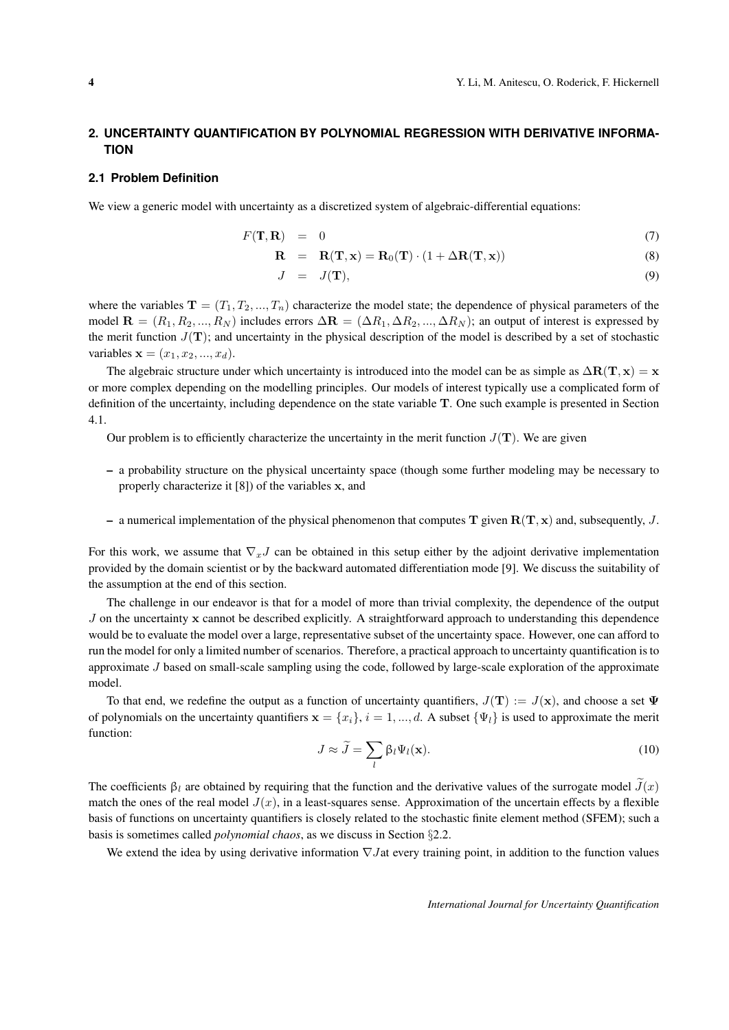## 2. UNCERTAINTY QUANTIFICATION BY POLYNOMIAL REGRESSION WITH DERIVATIVE INFORMATION

### 2.1 Problem Definition

We view a generic model with uncertainty as a discretized system of algebraic-differential equations:

$$F(\mathbf{T}, \mathbf{R}) = 0 \tag{7}$$

$$\mathbf{R} = \mathbf{R}(\mathbf{T}, \mathbf{x}) = \mathbf{R}_0(\mathbf{T}) \cdot (1 + \Delta\mathbf{R}(\mathbf{T}, \mathbf{x})) \tag{8}$$

$$J = J(\mathbf{T}), \tag{9}$$

where the variables $\mathbf{T} = (T_1, T_2, ..., T_n)$ characterize the model state; the dependence of physical parameters of the model $\mathbf{R} = (R_1, R_2, ..., R_N)$ includes errors $\Delta\mathbf{R} = (\Delta R_1, \Delta R_2, ..., \Delta R_N)$; an output of interest is expressed by the merit function $J(\mathbf{T})$; and uncertainty in the physical description of the model is described by a set of stochastic variables $\mathbf{x} = (x_1, x_2, ..., x_d)$.

The algebraic structure under which uncertainty is introduced into the model can be as simple as $\Delta\mathbf{R}(\mathbf{T}, \mathbf{x}) = \mathbf{x}$ or more complex depending on the modelling principles. Our models of interest typically use a complicated form of definition of the uncertainty, including dependence on the state variable $\mathbf{T}$. One such example is presented in Section 4.1.

Our problem is to efficiently characterize the uncertainty in the merit function $J(\mathbf{T})$. We are given

- a probability structure on the physical uncertainty space (though some further modeling may be necessary to properly characterize it [8]) of the variables $\mathbf{x}$, and

- a numerical implementation of the physical phenomenon that computes $\mathbf{T}$ given $\mathbf{R}(\mathbf{T}, \mathbf{x})$ and, subsequently, $J$.

For this work, we assume that $\nabla_x J$ can be obtained in this setup either by the adjoint derivative implementation provided by the domain scientist or by the backward automated differentiation mode [9]. We discuss the suitability of the assumption at the end of this section.

The challenge in our endeavor is that for a model of more than trivial complexity, the dependence of the output $J$ on the uncertainty $\mathbf{x}$ cannot be described explicitly. A straightforward approach to understanding this dependence would be to evaluate the model over a large, representative subset of the uncertainty space. However, one can afford to run the model for only a limited number of scenarios. Therefore, a practical approach to uncertainty quantification is to approximate $J$ based on small-scale sampling using the code, followed by large-scale exploration of the approximate model.

To that end, we redefine the output as a function of uncertainty quantifiers, $J(\mathbf{T}) := J(\mathbf{x})$, and choose a set $\mathbf{\Psi}$ of polynomials on the uncertainty quantifiers $\mathbf{x} = \{x_i\}$, $i = 1, ..., d$. A subset $\{\Psi_l\}$ is used to approximate the merit function:

$$J \approx \widetilde{J} = \sum_l \beta_l \Psi_l(\mathbf{x}). \tag{10}$$

The coefficients $\beta_l$ are obtained by requiring that the function and the derivative values of the surrogate model $\widetilde{J}(x)$ match the ones of the real model $J(x)$, in a least-squares sense. Approximation of the uncertain effects by a flexible basis of functions on uncertainty quantifiers is closely related to the stochastic finite element method (SFEM); such a basis is sometimes called *polynomial chaos*, as we discuss in Section §2.2.

We extend the idea by using derivative information $\nabla J$at every training point, in addition to the function values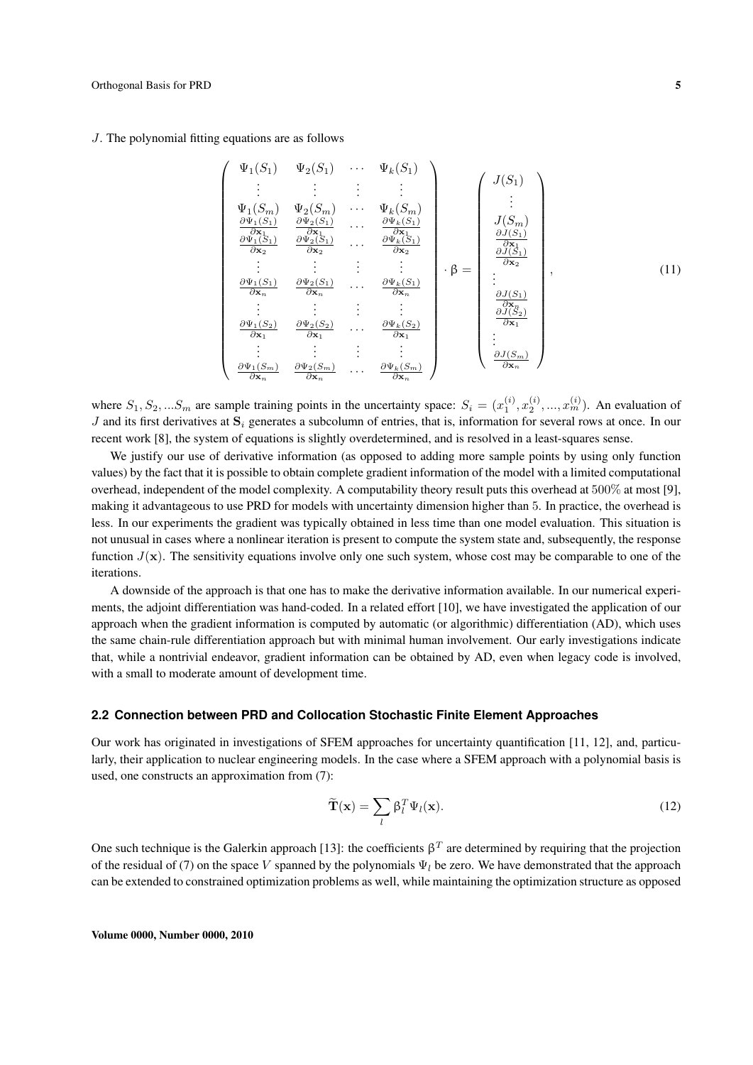$J$. The polynomial fitting equations are as follows

$$
\begin{pmatrix}
\Psi_1(S_1) & \Psi_2(S_1) & \cdots & \Psi_k(S_1) \\
\vdots & \vdots & \vdots & \vdots \\
\Psi_1(S_m) & \Psi_2(S_m) & \cdots & \Psi_k(S_m) \\
\frac{\partial \Psi_1(S_1)}{\partial \mathbf{x}_1} & \frac{\partial \Psi_2(S_1)}{\partial \mathbf{x}_1} & \cdots & \frac{\partial \Psi_k(S_1)}{\partial \mathbf{x}_1} \\
\frac{\partial \Psi_1(S_1)}{\partial \mathbf{x}_2} & \frac{\partial \Psi_2(S_1)}{\partial \mathbf{x}_2} & \cdots & \frac{\partial \Psi_k(S_1)}{\partial \mathbf{x}_2} \\
\vdots & \vdots & \vdots & \vdots \\
\frac{\partial \Psi_1(S_1)}{\partial \mathbf{x}_n} & \frac{\partial \Psi_2(S_1)}{\partial \mathbf{x}_n} & \cdots & \frac{\partial \Psi_k(S_1)}{\partial \mathbf{x}_n} \\
\vdots & \vdots & \vdots & \vdots \\
\frac{\partial \Psi_1(S_2)}{\partial \mathbf{x}_1} & \frac{\partial \Psi_2(S_2)}{\partial \mathbf{x}_1} & \cdots & \frac{\partial \Psi_k(S_2)}{\partial \mathbf{x}_1} \\
\vdots & \vdots & \vdots & \vdots \\
\frac{\partial \Psi_1(S_m)}{\partial \mathbf{x}_n} & \frac{\partial \Psi_2(S_m)}{\partial \mathbf{x}_n} & \cdots & \frac{\partial \Psi_k(S_m)}{\partial \mathbf{x}_n}
\end{pmatrix}
\cdot \beta =
\begin{pmatrix}
J(S_1) \\
\vdots \\
J(S_m) \\
\frac{\partial J(S_1)}{\partial \mathbf{x}_1} \\
\frac{\partial J(S_1)}{\partial \mathbf{x}_2} \\
\vdots \\
\frac{\partial J(S_1)}{\partial \mathbf{x}_n} \\
\frac{\partial J(S_2)}{\partial \mathbf{x}_1} \\
\vdots \\
\frac{\partial J(S_m)}{\partial \mathbf{x}_n}
\end{pmatrix}, \tag{11}
$$

where $S_1, S_2, ...S_m$ are sample training points in the uncertainty space: $S_i = (x_1^{(i)}, x_2^{(i)}, ..., x_m^{(i)})$. An evaluation of $J$ and its first derivatives at $\mathbf{S}_i$ generates a subcolumn of entries, that is, information for several rows at once. In our recent work [8], the system of equations is slightly overdetermined, and is resolved in a least-squares sense.

We justify our use of derivative information (as opposed to adding more sample points by using only function values) by the fact that it is possible to obtain complete gradient information of the model with a limited computational overhead, independent of the model complexity. A computability theory result puts this overhead at $500\%$ at most [9], making it advantageous to use PRD for models with uncertainty dimension higher than $5$. In practice, the overhead is less. In our experiments the gradient was typically obtained in less time than one model evaluation. This situation is not unusual in cases where a nonlinear iteration is present to compute the system state and, subsequently, the response function $J(\mathbf{x})$. The sensitivity equations involve only one such system, whose cost may be comparable to one of the iterations.

A downside of the approach is that one has to make the derivative information available. In our numerical experiments, the adjoint differentiation was hand-coded. In a related effort [10], we have investigated the application of our approach when the gradient information is computed by automatic (or algorithmic) differentiation (AD), which uses the same chain-rule differentiation approach but with minimal human involvement. Our early investigations indicate that, while a nontrivial endeavor, gradient information can be obtained by AD, even when legacy code is involved, with a small to moderate amount of development time.

### 2.2 Connection between PRD and Collocation Stochastic Finite Element Approaches

Our work has originated in investigations of SFEM approaches for uncertainty quantification [11, 12], and, particularly, their application to nuclear engineering models. In the case where a SFEM approach with a polynomial basis is used, one constructs an approximation from (7):

$$
\widetilde{\mathbf{T}}(\mathbf{x}) = \sum_l \beta_l^T \Psi_l(\mathbf{x}). \tag{12}
$$

One such technique is the Galerkin approach [13]: the coefficients $\beta^T$ are determined by requiring that the projection of the residual of (7) on the space $V$ spanned by the polynomials $\Psi_l$ be zero. We have demonstrated that the approach can be extended to constrained optimization problems as well, while maintaining the optimization structure as opposed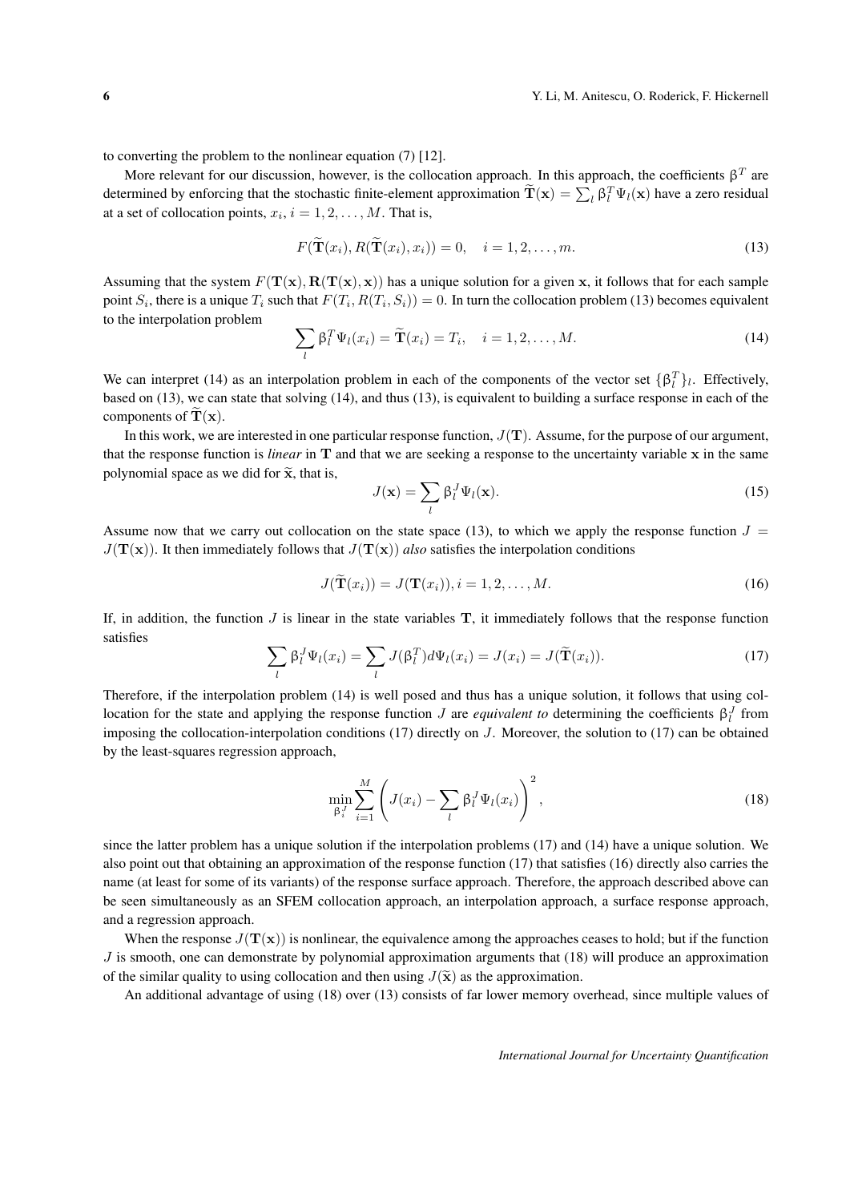to converting the problem to the nonlinear equation (7) [12].

More relevant for our discussion, however, is the collocation approach. In this approach, the coefficients $\beta^T$ are determined by enforcing that the stochastic finite-element approximation $\widetilde{\mathbf{T}}(\mathbf{x}) = \sum_l \beta_l^T \Psi_l(\mathbf{x})$ have a zero residual at a set of collocation points, $x_i$, $i = 1, 2, \ldots, M$. That is,

$$F(\widetilde{\mathbf{T}}(x_i), R(\widetilde{\mathbf{T}}(x_i), x_i)) = 0, \quad i = 1, 2, \ldots, m. \tag{13}$$

Assuming that the system $F(\mathbf{T}(\mathbf{x}), \mathbf{R}(\mathbf{T}(\mathbf{x}), \mathbf{x}))$ has a unique solution for a given $\mathbf{x}$, it follows that for each sample point $S_i$, there is a unique $T_i$ such that $F(T_i, R(T_i, S_i)) = 0$. In turn the collocation problem (13) becomes equivalent to the interpolation problem

$$\sum_l \beta_l^T \Psi_l(x_i) = \widetilde{\mathbf{T}}(x_i) = T_i, \quad i = 1, 2, \ldots, M. \tag{14}$$

We can interpret (14) as an interpolation problem in each of the components of the vector set $\{\beta_l^T\}_l$. Effectively, based on (13), we can state that solving (14), and thus (13), is equivalent to building a surface response in each of the components of $\widetilde{\mathbf{T}}(\mathbf{x})$.

In this work, we are interested in one particular response function, $J(\mathbf{T})$. Assume, for the purpose of our argument, that the response function is *linear* in $\mathbf{T}$ and that we are seeking a response to the uncertainty variable $\mathbf{x}$ in the same polynomial space as we did for $\widetilde{\mathbf{x}}$, that is,

$$J(\mathbf{x}) = \sum_l \beta_l^J \Psi_l(\mathbf{x}). \tag{15}$$

Assume now that we carry out collocation on the state space (13), to which we apply the response function $J = J(\mathbf{T}(\mathbf{x}))$. It then immediately follows that $J(\mathbf{T}(\mathbf{x}))$ *also* satisfies the interpolation conditions

$$J(\widetilde{\mathbf{T}}(x_i)) = J(\mathbf{T}(x_i)), i = 1, 2, \ldots, M. \tag{16}$$

If, in addition, the function $J$ is linear in the state variables $\mathbf{T}$, it immediately follows that the response function satisfies

$$\sum_l \beta_l^J \Psi_l(x_i) = \sum_l J(\beta_l^T) d\Psi_l(x_i) = J(x_i) = J(\widetilde{\mathbf{T}}(x_i)). \tag{17}$$

Therefore, if the interpolation problem (14) is well posed and thus has a unique solution, it follows that using collocation for the state and applying the response function $J$ are *equivalent to* determining the coefficients $\beta_l^J$ from imposing the collocation-interpolation conditions (17) directly on $J$. Moreover, the solution to (17) can be obtained by the least-squares regression approach,

$$\min_{\beta_i^J} \sum_{i=1}^{M} \left( J(x_i) - \sum_l \beta_l^J \Psi_l(x_i) \right)^2, \tag{18}$$

since the latter problem has a unique solution if the interpolation problems (17) and (14) have a unique solution. We also point out that obtaining an approximation of the response function (17) that satisfies (16) directly also carries the name (at least for some of its variants) of the response surface approach. Therefore, the approach described above can be seen simultaneously as an SFEM collocation approach, an interpolation approach, a surface response approach, and a regression approach.

When the response $J(\mathbf{T}(\mathbf{x}))$ is nonlinear, the equivalence among the approaches ceases to hold; but if the function $J$ is smooth, one can demonstrate by polynomial approximation arguments that (18) will produce an approximation of the similar quality to using collocation and then using $J(\widetilde{\mathbf{x}})$ as the approximation.

An additional advantage of using (18) over (13) consists of far lower memory overhead, since multiple values of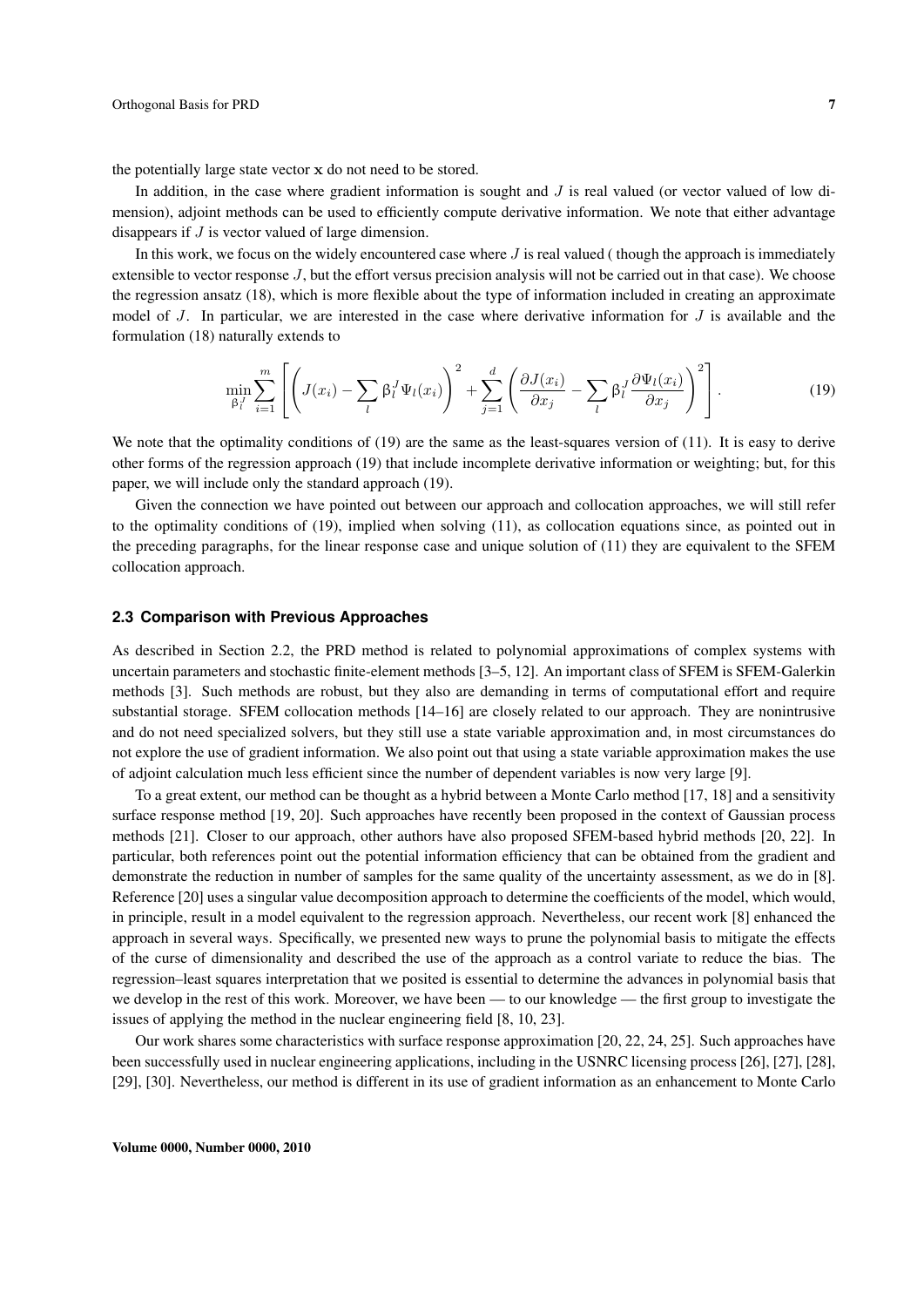the potentially large state vector $\mathbf{x}$ do not need to be stored.

In addition, in the case where gradient information is sought and $J$ is real valued (or vector valued of low dimension), adjoint methods can be used to efficiently compute derivative information. We note that either advantage disappears if $J$ is vector valued of large dimension.

In this work, we focus on the widely encountered case where $J$ is real valued ( though the approach is immediately extensible to vector response $J$, but the effort versus precision analysis will not be carried out in that case). We choose the regression ansatz (18), which is more flexible about the type of information included in creating an approximate model of $J$. In particular, we are interested in the case where derivative information for $J$ is available and the formulation (18) naturally extends to

$$\min_{\beta_l^J} \sum_{i=1}^{m} \left[ \left( J(x_i) - \sum_l \beta_l^J \Psi_l(x_i) \right)^2 + \sum_{j=1}^{d} \left( \frac{\partial J(x_i)}{\partial x_j} - \sum_l \beta_l^J \frac{\partial \Psi_l(x_i)}{\partial x_j} \right)^2 \right]. \tag{19}$$

We note that the optimality conditions of (19) are the same as the least-squares version of (11). It is easy to derive other forms of the regression approach (19) that include incomplete derivative information or weighting; but, for this paper, we will include only the standard approach (19).

Given the connection we have pointed out between our approach and collocation approaches, we will still refer to the optimality conditions of (19), implied when solving (11), as collocation equations since, as pointed out in the preceding paragraphs, for the linear response case and unique solution of (11) they are equivalent to the SFEM collocation approach.

### 2.3 Comparison with Previous Approaches

As described in Section 2.2, the PRD method is related to polynomial approximations of complex systems with uncertain parameters and stochastic finite-element methods [3–5, 12]. An important class of SFEM is SFEM-Galerkin methods [3]. Such methods are robust, but they also are demanding in terms of computational effort and require substantial storage. SFEM collocation methods [14–16] are closely related to our approach. They are nonintrusive and do not need specialized solvers, but they still use a state variable approximation and, in most circumstances do not explore the use of gradient information. We also point out that using a state variable approximation makes the use of adjoint calculation much less efficient since the number of dependent variables is now very large [9].

To a great extent, our method can be thought as a hybrid between a Monte Carlo method [17, 18] and a sensitivity surface response method [19, 20]. Such approaches have recently been proposed in the context of Gaussian process methods [21]. Closer to our approach, other authors have also proposed SFEM-based hybrid methods [20, 22]. In particular, both references point out the potential information efficiency that can be obtained from the gradient and demonstrate the reduction in number of samples for the same quality of the uncertainty assessment, as we do in [8]. Reference [20] uses a singular value decomposition approach to determine the coefficients of the model, which would, in principle, result in a model equivalent to the regression approach. Nevertheless, our recent work [8] enhanced the approach in several ways. Specifically, we presented new ways to prune the polynomial basis to mitigate the effects of the curse of dimensionality and described the use of the approach as a control variate to reduce the bias. The regression–least squares interpretation that we posited is essential to determine the advances in polynomial basis that we develop in the rest of this work. Moreover, we have been — to our knowledge — the first group to investigate the issues of applying the method in the nuclear engineering field [8, 10, 23].

Our work shares some characteristics with surface response approximation [20, 22, 24, 25]. Such approaches have been successfully used in nuclear engineering applications, including in the USNRC licensing process [26], [27], [28], [29], [30]. Nevertheless, our method is different in its use of gradient information as an enhancement to Monte Carlo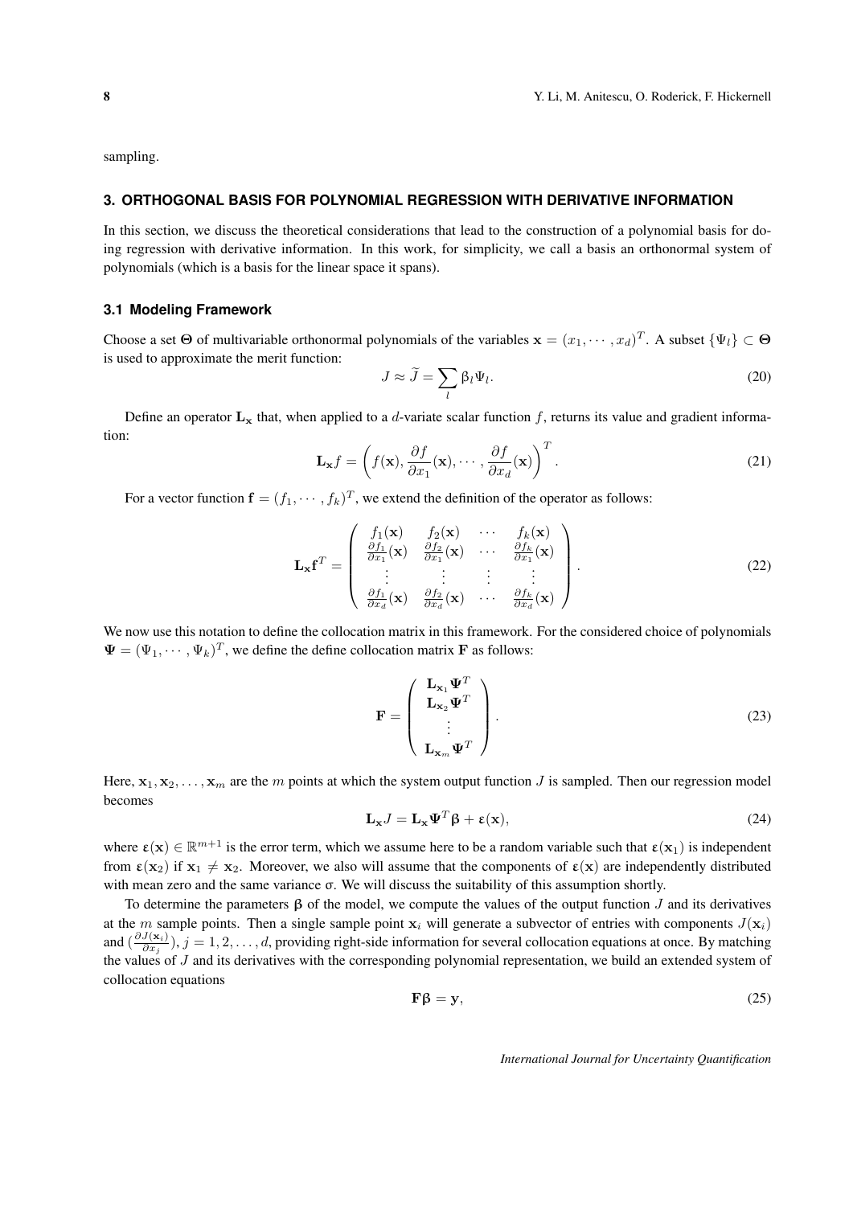sampling.

## 3. ORTHOGONAL BASIS FOR POLYNOMIAL REGRESSION WITH DERIVATIVE INFORMATION

In this section, we discuss the theoretical considerations that lead to the construction of a polynomial basis for doing regression with derivative information. In this work, for simplicity, we call a basis an orthonormal system of polynomials (which is a basis for the linear space it spans).

### 3.1 Modeling Framework

Choose a set $\mathbf{\Theta}$ of multivariable orthonormal polynomials of the variables $\mathbf{x} = (x_1, \cdots, x_d)^T$. A subset $\{\Psi_l\} \subset \mathbf{\Theta}$ is used to approximate the merit function:

$$J \approx \widetilde{J} = \sum_l \beta_l \Psi_l. \tag{20}$$

Define an operator $\mathbf{L_x}$ that, when applied to a $d$-variate scalar function $f$, returns its value and gradient information:

$$\mathbf{L_x} f = \left( f(\mathbf{x}), \frac{\partial f}{\partial x_1}(\mathbf{x}), \cdots, \frac{\partial f}{\partial x_d}(\mathbf{x}) \right)^T. \tag{21}$$

For a vector function $\mathbf{f} = (f_1, \cdots, f_k)^T$, we extend the definition of the operator as follows:

$$\mathbf{L_x} \mathbf{f}^T = \begin{pmatrix} f_1(\mathbf{x}) & f_2(\mathbf{x}) & \cdots & f_k(\mathbf{x}) \\ \frac{\partial f_1}{\partial x_1}(\mathbf{x}) & \frac{\partial f_2}{\partial x_1}(\mathbf{x}) & \cdots & \frac{\partial f_k}{\partial x_1}(\mathbf{x}) \\ \vdots & \vdots & \vdots & \vdots \\ \frac{\partial f_1}{\partial x_d}(\mathbf{x}) & \frac{\partial f_2}{\partial x_d}(\mathbf{x}) & \cdots & \frac{\partial f_k}{\partial x_d}(\mathbf{x}) \end{pmatrix}. \tag{22}$$

We now use this notation to define the collocation matrix in this framework. For the considered choice of polynomials $\mathbf{\Psi} = (\Psi_1, \cdots, \Psi_k)^T$, we define the define collocation matrix $\mathbf{F}$ as follows:

$$\mathbf{F} = \begin{pmatrix} \mathbf{L}_{\mathbf{x}_1} \mathbf{\Psi}^T \\ \mathbf{L}_{\mathbf{x}_2} \mathbf{\Psi}^T \\ \vdots \\ \mathbf{L}_{\mathbf{x}_m} \mathbf{\Psi}^T \end{pmatrix}. \tag{23}$$

Here, $\mathbf{x}_1, \mathbf{x}_2, \ldots, \mathbf{x}_m$ are the $m$ points at which the system output function $J$ is sampled. Then our regression model becomes

$$\mathbf{L_x} J = \mathbf{L_x} \mathbf{\Psi}^T \boldsymbol{\beta} + \boldsymbol{\varepsilon}(\mathbf{x}), \tag{24}$$

where $\boldsymbol{\varepsilon}(\mathbf{x}) \in \mathbb{R}^{m+1}$ is the error term, which we assume here to be a random variable such that $\boldsymbol{\varepsilon}(\mathbf{x}_1)$ is independent from $\boldsymbol{\varepsilon}(\mathbf{x}_2)$ if $\mathbf{x}_1 \neq \mathbf{x}_2$. Moreover, we also will assume that the components of $\boldsymbol{\varepsilon}(\mathbf{x})$ are independently distributed with mean zero and the same variance $\sigma$. We will discuss the suitability of this assumption shortly.

To determine the parameters $\boldsymbol{\beta}$ of the model, we compute the values of the output function $J$ and its derivatives at the $m$ sample points. Then a single sample point $\mathbf{x}_i$ will generate a subvector of entries with components $J(\mathbf{x}_i)$ and $(\frac{\partial J(\mathbf{x}_i)}{\partial x_j})$, $j = 1, 2, \ldots, d$, providing right-side information for several collocation equations at once. By matching the values of $J$ and its derivatives with the corresponding polynomial representation, we build an extended system of collocation equations

$$\mathbf{F} \boldsymbol{\beta} = \mathbf{y}, \tag{25}$$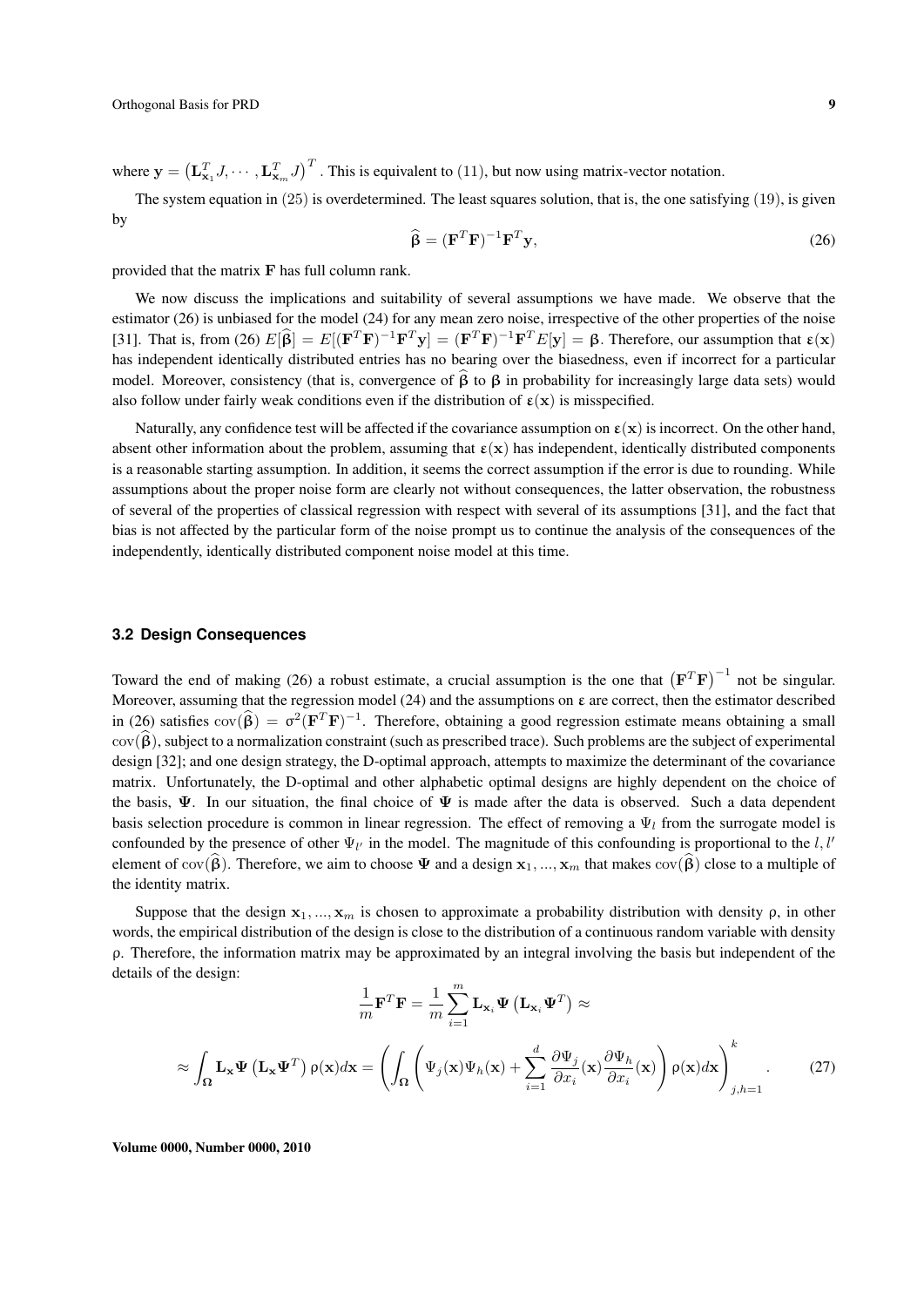where $\mathbf{y} = \left(\mathbf{L}_{\mathbf{x}_1}^T J, \cdots, \mathbf{L}_{\mathbf{x}_m}^T J\right)^T$. This is equivalent to (11), but now using matrix-vector notation.

The system equation in (25) is overdetermined. The least squares solution, that is, the one satisfying (19), is given by

$$\widehat{\boldsymbol{\beta}} = (\mathbf{F}^T\mathbf{F})^{-1}\mathbf{F}^T\mathbf{y}, \tag{26}$$

provided that the matrix $\mathbf{F}$ has full column rank.

We now discuss the implications and suitability of several assumptions we have made. We observe that the estimator (26) is unbiased for the model (24) for any mean zero noise, irrespective of the other properties of the noise [31]. That is, from (26) $E[\widehat{\boldsymbol{\beta}}] = E[(\mathbf{F}^T\mathbf{F})^{-1}\mathbf{F}^T\mathbf{y}] = (\mathbf{F}^T\mathbf{F})^{-1}\mathbf{F}^T E[\mathbf{y}] = \boldsymbol{\beta}$. Therefore, our assumption that $\boldsymbol{\varepsilon}(\mathbf{x})$ has independent identically distributed entries has no bearing over the biasedness, even if incorrect for a particular model. Moreover, consistency (that is, convergence of $\widehat{\boldsymbol{\beta}}$ to $\boldsymbol{\beta}$ in probability for increasingly large data sets) would also follow under fairly weak conditions even if the distribution of $\boldsymbol{\varepsilon}(\mathbf{x})$ is misspecified.

Naturally, any confidence test will be affected if the covariance assumption on $\boldsymbol{\varepsilon}(\mathbf{x})$ is incorrect. On the other hand, absent other information about the problem, assuming that $\boldsymbol{\varepsilon}(\mathbf{x})$ has independent, identically distributed components is a reasonable starting assumption. In addition, it seems the correct assumption if the error is due to rounding. While assumptions about the proper noise form are clearly not without consequences, the latter observation, the robustness of several of the properties of classical regression with respect with several of its assumptions [31], and the fact that bias is not affected by the particular form of the noise prompt us to continue the analysis of the consequences of the independently, identically distributed component noise model at this time.

### 3.2 Design Consequences

Toward the end of making (26) a robust estimate, a crucial assumption is the one that $\left(\mathbf{F}^T\mathbf{F}\right)^{-1}$ not be singular. Moreover, assuming that the regression model (24) and the assumptions on $\boldsymbol{\varepsilon}$ are correct, then the estimator described in (26) satisfies $\operatorname{cov}(\widehat{\boldsymbol{\beta}}) = \sigma^2(\mathbf{F}^T\mathbf{F})^{-1}$. Therefore, obtaining a good regression estimate means obtaining a small $\operatorname{cov}(\widehat{\boldsymbol{\beta}})$, subject to a normalization constraint (such as prescribed trace). Such problems are the subject of experimental design [32]; and one design strategy, the D-optimal approach, attempts to maximize the determinant of the covariance matrix. Unfortunately, the D-optimal and other alphabetic optimal designs are highly dependent on the choice of the basis, $\boldsymbol{\Psi}$. In our situation, the final choice of $\boldsymbol{\Psi}$ is made after the data is observed. Such a data dependent basis selection procedure is common in linear regression. The effect of removing a $\Psi_l$ from the surrogate model is confounded by the presence of other $\Psi_{l'}$ in the model. The magnitude of this confounding is proportional to the $l, l'$ element of $\operatorname{cov}(\widehat{\boldsymbol{\beta}})$. Therefore, we aim to choose $\boldsymbol{\Psi}$ and a design $\mathbf{x}_1, ..., \mathbf{x}_m$ that makes $\operatorname{cov}(\widehat{\boldsymbol{\beta}})$ close to a multiple of the identity matrix.

Suppose that the design $\mathbf{x}_1, ..., \mathbf{x}_m$ is chosen to approximate a probability distribution with density $\rho$, in other words, the empirical distribution of the design is close to the distribution of a continuous random variable with density $\rho$. Therefore, the information matrix may be approximated by an integral involving the basis but independent of the details of the design:

$$\frac{1}{m}\mathbf{F}^T\mathbf{F} = \frac{1}{m}\sum_{i=1}^{m}\mathbf{L}_{\mathbf{x}_i}\boldsymbol{\Psi}\left(\mathbf{L}_{\mathbf{x}_i}\boldsymbol{\Psi}^T\right) \approx$$

$$\approx \int_{\boldsymbol{\Omega}} \mathbf{L}_{\mathbf{x}}\boldsymbol{\Psi}\left(\mathbf{L}_{\mathbf{x}}\boldsymbol{\Psi}^T\right)\rho(\mathbf{x})d\mathbf{x} = \left(\int_{\boldsymbol{\Omega}}\left(\Psi_j(\mathbf{x})\Psi_h(\mathbf{x}) + \sum_{i=1}^{d}\frac{\partial \Psi_j}{\partial x_i}(\mathbf{x})\frac{\partial \Psi_h}{\partial x_i}(\mathbf{x})\right)\rho(\mathbf{x})d\mathbf{x}\right)_{j,h=1}^{k}. \tag{27}$$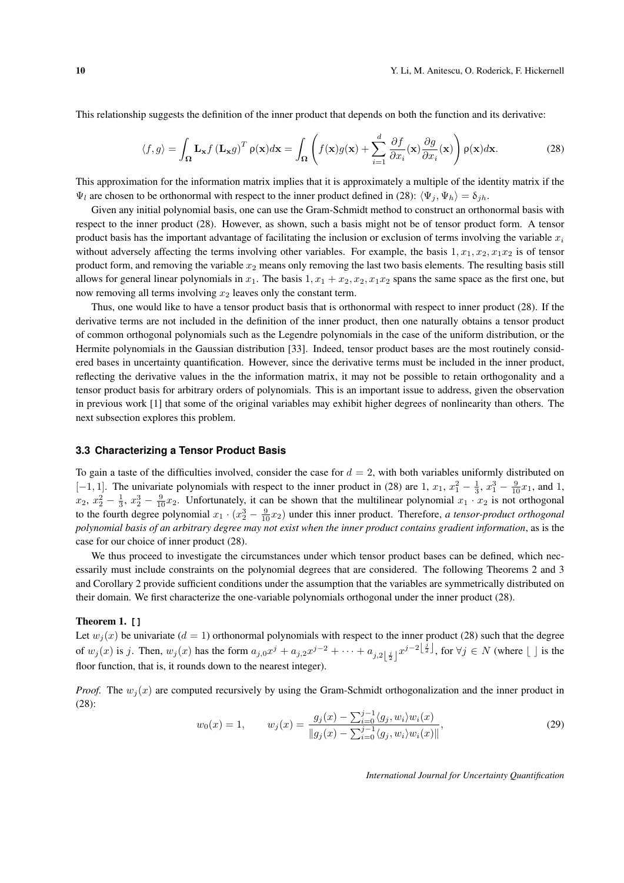This relationship suggests the definition of the inner product that depends on both the function and its derivative:

$$\langle f, g\rangle = \int_{\mathbf{\Omega}} \mathbf{L}_{\mathbf{x}} f \left(\mathbf{L}_{\mathbf{x}} g\right)^T \rho(\mathbf{x}) d\mathbf{x} = \int_{\mathbf{\Omega}} \left( f(\mathbf{x}) g(\mathbf{x}) + \sum_{i=1}^{d} \frac{\partial f}{\partial x_i}(\mathbf{x}) \frac{\partial g}{\partial x_i}(\mathbf{x}) \right) \rho(\mathbf{x}) d\mathbf{x}. \tag{28}$$

This approximation for the information matrix implies that it is approximately a multiple of the identity matrix if the $\Psi_l$ are chosen to be orthonormal with respect to the inner product defined in (28): $\langle \Psi_j, \Psi_h \rangle = \delta_{jh}$.

Given any initial polynomial basis, one can use the Gram-Schmidt method to construct an orthonormal basis with respect to the inner product (28). However, as shown, such a basis might not be of tensor product form. A tensor product basis has the important advantage of facilitating the inclusion or exclusion of terms involving the variable $x_i$ without adversely affecting the terms involving other variables. For example, the basis $1, x_1, x_2, x_1 x_2$ is of tensor product form, and removing the variable $x_2$ means only removing the last two basis elements. The resulting basis still allows for general linear polynomials in $x_1$. The basis $1, x_1 + x_2, x_2, x_1 x_2$ spans the same space as the first one, but now removing all terms involving $x_2$ leaves only the constant term.

Thus, one would like to have a tensor product basis that is orthonormal with respect to inner product (28). If the derivative terms are not included in the definition of the inner product, then one naturally obtains a tensor product of common orthogonal polynomials such as the Legendre polynomials in the case of the uniform distribution, or the Hermite polynomials in the Gaussian distribution [33]. Indeed, tensor product bases are the most routinely considered bases in uncertainty quantification. However, since the derivative terms must be included in the inner product, reflecting the derivative values in the the information matrix, it may not be possible to retain orthogonality and a tensor product basis for arbitrary orders of polynomials. This is an important issue to address, given the observation in previous work [1] that some of the original variables may exhibit higher degrees of nonlinearity than others. The next subsection explores this problem.

### 3.3 Characterizing a Tensor Product Basis

To gain a taste of the difficulties involved, consider the case for $d = 2$, with both variables uniformly distributed on $[-1, 1]$. The univariate polynomials with respect to the inner product in (28) are $1$, $x_1$, $x_1^2 - \frac{1}{3}$, $x_1^3 - \frac{9}{10}x_1$, and $1$, $x_2$, $x_2^2 - \frac{1}{3}$, $x_2^3 - \frac{9}{10}x_2$. Unfortunately, it can be shown that the multilinear polynomial $x_1 \cdot x_2$ is not orthogonal to the fourth degree polynomial $x_1 \cdot (x_2^3 - \frac{9}{10}x_2)$ under this inner product. Therefore, *a tensor-product orthogonal polynomial basis of an arbitrary degree may not exist when the inner product contains gradient information*, as is the case for our choice of inner product (28).

We thus proceed to investigate the circumstances under which tensor product bases can be defined, which necessarily must include constraints on the polynomial degrees that are considered. The following Theorems 2 and 3 and Corollary 2 provide sufficient conditions under the assumption that the variables are symmetrically distributed on their domain. We first characterize the one-variable polynomials orthogonal under the inner product (28).

**Theorem 1. [ ]**
Let $w_j(x)$ be univariate ($d = 1$) orthonormal polynomials with respect to the inner product (28) such that the degree of $w_j(x)$ is $j$. Then, $w_j(x)$ has the form $a_{j,0}x^j + a_{j,2}x^{j-2} + \cdots + a_{j,2\lfloor \frac{j}{2} \rfloor} x^{j-2\lfloor \frac{j}{2} \rfloor}$, for $\forall j \in N$ (where $\lfloor\ \rfloor$ is the floor function, that is, it rounds down to the nearest integer).

*Proof.* The $w_j(x)$ are computed recursively by using the Gram-Schmidt orthogonalization and the inner product in (28):

$$w_0(x) = 1, \qquad w_j(x) = \frac{g_j(x) - \sum_{i=0}^{j-1} \langle g_j, w_i \rangle w_i(x)}{\|g_j(x) - \sum_{i=0}^{j-1} \langle g_j, w_i \rangle w_i(x)\|}, \tag{29}$$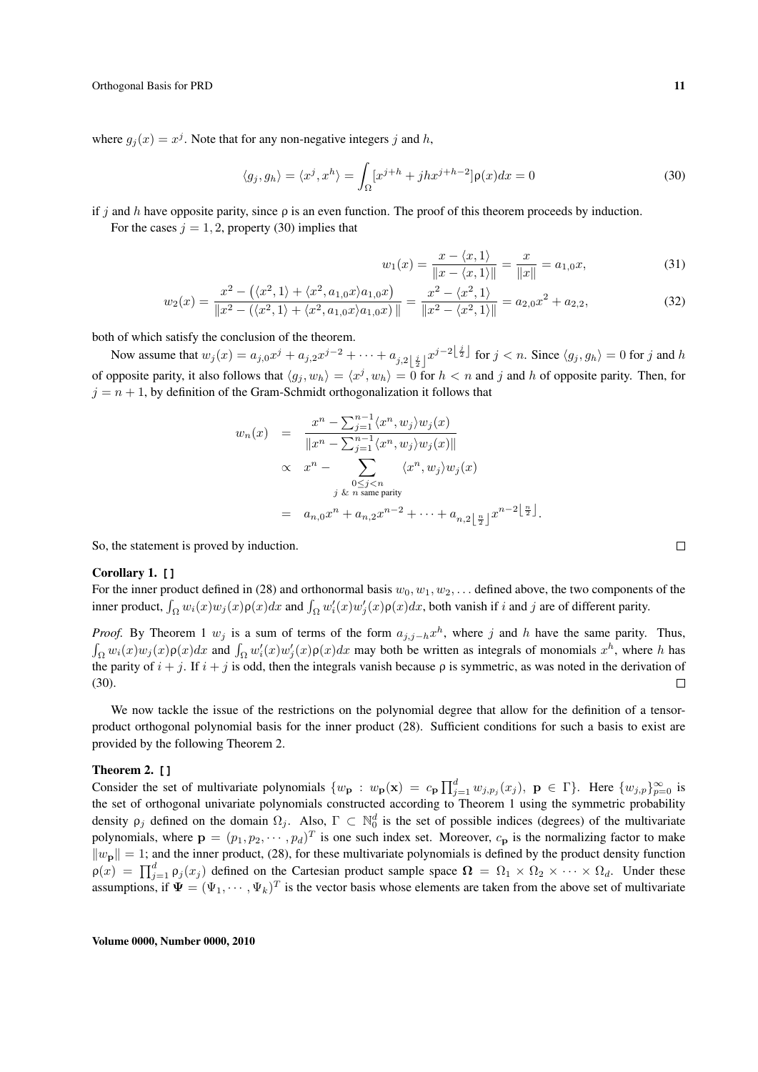where $g_j(x) = x^j$. Note that for any non-negative integers $j$ and $h$,

$$\langle g_j, g_h \rangle = \langle x^j, x^h \rangle = \int_\Omega [x^{j+h} + jhx^{j+h-2}]\rho(x)dx = 0 \tag{30}$$

if $j$ and $h$ have opposite parity, since $\rho$ is an even function. The proof of this theorem proceeds by induction.

For the cases $j = 1, 2$, property (30) implies that

$$w_1(x) = \frac{x - \langle x, 1\rangle}{\|x - \langle x, 1\rangle\|} = \frac{x}{\|x\|} = a_{1,0}x, \tag{31}$$

$$w_2(x) = \frac{x^2 - \left(\langle x^2, 1\rangle + \langle x^2, a_{1,0}x\rangle a_{1,0}x\right)}{\|x^2 - (\langle x^2, 1\rangle + \langle x^2, a_{1,0}x\rangle a_{1,0}x)\|} = \frac{x^2 - \langle x^2, 1\rangle}{\|x^2 - \langle x^2, 1\rangle\|} = a_{2,0}x^2 + a_{2,2}, \tag{32}$$

both of which satisfy the conclusion of the theorem.

Now assume that $w_j(x) = a_{j,0}x^j + a_{j,2}x^{j-2} + \cdots + a_{j,2\lfloor \frac{j}{2} \rfloor}x^{j-2\lfloor \frac{j}{2} \rfloor}$ for $j < n$. Since $\langle g_j, g_h\rangle = 0$ for $j$ and $h$ of opposite parity, it also follows that $\langle g_j, w_h\rangle = \langle x^j, w_h\rangle = 0$ for $h < n$ and $j$ and $h$ of opposite parity. Then, for $j = n+1$, by definition of the Gram-Schmidt orthogonalization it follows that

$$\begin{aligned}
w_n(x) &= \frac{x^n - \sum_{j=1}^{n-1}\langle x^n, w_j\rangle w_j(x)}{\|x^n - \sum_{j=1}^{n-1}\langle x^n, w_j\rangle w_j(x)\|} \\
&\propto x^n - \sum_{\substack{0 \le j < n \\ j \ \& \ n \text{ same parity}}} \langle x^n, w_j\rangle w_j(x) \\
&= a_{n,0}x^n + a_{n,2}x^{n-2} + \cdots + a_{n,2\lfloor \frac{n}{2} \rfloor}x^{n-2\lfloor \frac{n}{2} \rfloor}.
\end{aligned}$$

So, the statement is proved by induction. □

**Corollary 1. [ ]**

For the inner product defined in (28) and orthonormal basis $w_0, w_1, w_2, \ldots$ defined above, the two components of the inner product, $\int_\Omega w_i(x)w_j(x)\rho(x)dx$ and $\int_\Omega w_i'(x)w_j'(x)\rho(x)dx$, both vanish if $i$ and $j$ are of different parity.

*Proof.* By Theorem 1 $w_j$ is a sum of terms of the form $a_{j,j-h}x^h$, where $j$ and $h$ have the same parity. Thus, $\int_\Omega w_i(x)w_j(x)\rho(x)dx$ and $\int_\Omega w_i'(x)w_j'(x)\rho(x)dx$ may both be written as integrals of monomials $x^h$, where $h$ has the parity of $i+j$. If $i+j$ is odd, then the integrals vanish because $\rho$ is symmetric, as was noted in the derivation of (30). □

We now tackle the issue of the restrictions on the polynomial degree that allow for the definition of a tensor-product orthogonal polynomial basis for the inner product (28). Sufficient conditions for such a basis to exist are provided by the following Theorem 2.

**Theorem 2. [ ]**

Consider the set of multivariate polynomials $\{w_\mathbf{p} : w_\mathbf{p}(\mathbf{x}) = c_\mathbf{p}\prod_{j=1}^d w_{j,p_j}(x_j),\ \mathbf{p} \in \Gamma\}$. Here $\{w_{j,p}\}_{p=0}^\infty$ is the set of orthogonal univariate polynomials constructed according to Theorem 1 using the symmetric probability density $\rho_j$ defined on the domain $\Omega_j$. Also, $\Gamma \subset \mathbb{N}_0^d$ is the set of possible indices (degrees) of the multivariate polynomials, where $\mathbf{p} = (p_1, p_2, \cdots, p_d)^T$ is one such index set. Moreover, $c_\mathbf{p}$ is the normalizing factor to make $\|w_\mathbf{p}\| = 1$; and the inner product, (28), for these multivariate polynomials is defined by the product density function $\rho(x) = \prod_{j=1}^d \rho_j(x_j)$ defined on the Cartesian product sample space $\mathbf{\Omega} = \Omega_1 \times \Omega_2 \times \cdots \times \Omega_d$. Under these assumptions, if $\mathbf{\Psi} = (\Psi_1, \cdots, \Psi_k)^T$ is the vector basis whose elements are taken from the above set of multivariate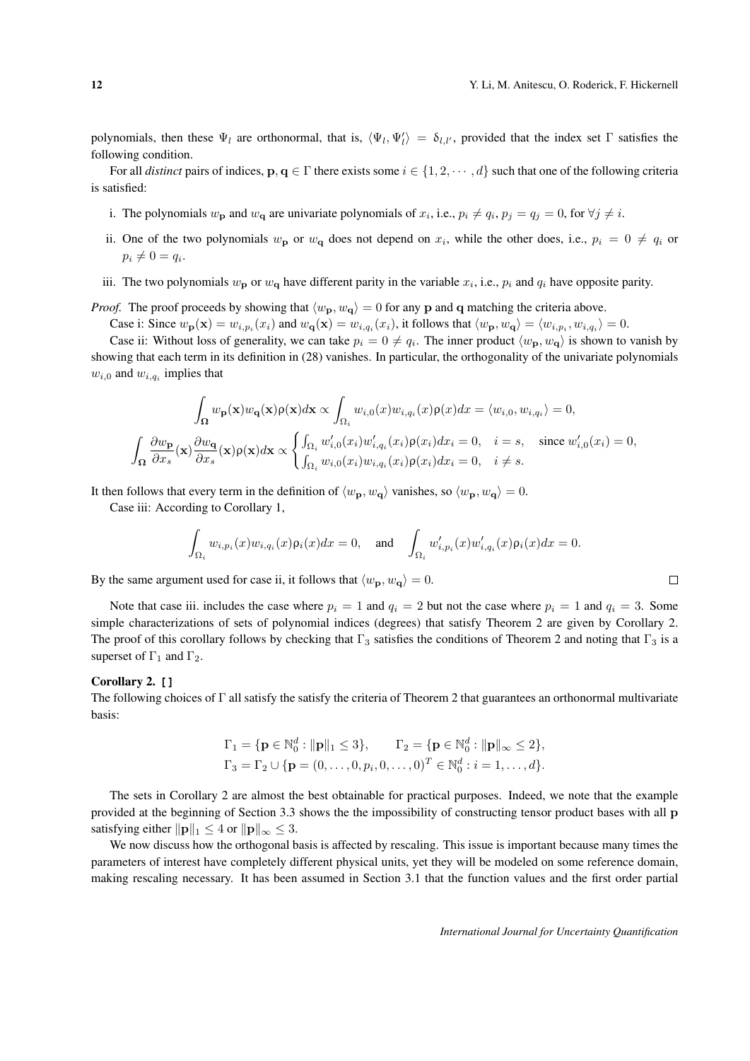polynomials, then these $\Psi_l$ are orthonormal, that is, $\langle \Psi_l, \Psi_l' \rangle = \delta_{l,l'}$, provided that the index set $\Gamma$ satisfies the following condition.

For all *distinct* pairs of indices, $\mathbf{p}, \mathbf{q} \in \Gamma$ there exists some $i \in \{1, 2, \cdots, d\}$ such that one of the following criteria is satisfied:

i. The polynomials $w_\mathbf{p}$ and $w_\mathbf{q}$ are univariate polynomials of $x_i$, i.e., $p_i \neq q_i$, $p_j = q_j = 0$, for $\forall j \neq i$.

ii. One of the two polynomials $w_\mathbf{p}$ or $w_\mathbf{q}$ does not depend on $x_i$, while the other does, i.e., $p_i = 0 \neq q_i$ or $p_i \neq 0 = q_i$.

iii. The two polynomials $w_\mathbf{p}$ or $w_\mathbf{q}$ have different parity in the variable $x_i$, i.e., $p_i$ and $q_i$ have opposite parity.

*Proof.* The proof proceeds by showing that $\langle w_\mathbf{p}, w_\mathbf{q} \rangle = 0$ for any $\mathbf{p}$ and $\mathbf{q}$ matching the criteria above.

Case i: Since $w_\mathbf{p}(\mathbf{x}) = w_{i,p_i}(x_i)$ and $w_\mathbf{q}(\mathbf{x}) = w_{i,q_i}(x_i)$, it follows that $\langle w_\mathbf{p}, w_\mathbf{q} \rangle = \langle w_{i,p_i}, w_{i,q_i} \rangle = 0$.

Case ii: Without loss of generality, we can take $p_i = 0 \neq q_i$. The inner product $\langle w_\mathbf{p}, w_\mathbf{q} \rangle$ is shown to vanish by showing that each term in its definition in (28) vanishes. In particular, the orthogonality of the univariate polynomials $w_{i,0}$ and $w_{i,q_i}$ implies that

$$\int_{\boldsymbol{\Omega}} w_\mathbf{p}(\mathbf{x}) w_\mathbf{q}(\mathbf{x}) \rho(\mathbf{x}) d\mathbf{x} \propto \int_{\Omega_i} w_{i,0}(x) w_{i,q_i}(x) \rho(x) dx = \langle w_{i,0}, w_{i,q_i} \rangle = 0,$$

$$\int_{\boldsymbol{\Omega}} \frac{\partial w_\mathbf{p}}{\partial x_s}(\mathbf{x}) \frac{\partial w_\mathbf{q}}{\partial x_s}(\mathbf{x}) \rho(\mathbf{x}) d\mathbf{x} \propto \begin{cases} \int_{\Omega_i} w_{i,0}'(x_i) w_{i,q_i}'(x_i) \rho(x_i) dx_i = 0, & i = s, \quad \text{since } w_{i,0}'(x_i) = 0, \\ \int_{\Omega_i} w_{i,0}(x_i) w_{i,q_i}(x_i) \rho(x_i) dx_i = 0, & i \neq s. \end{cases}$$

It then follows that every term in the definition of $\langle w_\mathbf{p}, w_\mathbf{q} \rangle$ vanishes, so $\langle w_\mathbf{p}, w_\mathbf{q} \rangle = 0$.

Case iii: According to Corollary 1,

$$\int_{\Omega_i} w_{i,p_i}(x) w_{i,q_i}(x) \rho_i(x) dx = 0, \quad \text{and} \quad \int_{\Omega_i} w_{i,p_i}'(x) w_{i,q_i}'(x) \rho_i(x) dx = 0.$$

By the same argument used for case ii, it follows that $\langle w_\mathbf{p}, w_\mathbf{q} \rangle = 0$. $\square$

Note that case iii. includes the case where $p_i = 1$ and $q_i = 2$ but not the case where $p_i = 1$ and $q_i = 3$. Some simple characterizations of sets of polynomial indices (degrees) that satisfy Theorem 2 are given by Corollary 2. The proof of this corollary follows by checking that $\Gamma_3$ satisfies the conditions of Theorem 2 and noting that $\Gamma_3$ is a superset of $\Gamma_1$ and $\Gamma_2$.

**Corollary 2. [ ]**
The following choices of $\Gamma$ all satisfy the satisfy the criteria of Theorem 2 that guarantees an orthonormal multivariate basis:

$$\Gamma_1 = \{\mathbf{p} \in \mathbb{N}_0^d : \|\mathbf{p}\|_1 \leq 3\}, \qquad \Gamma_2 = \{\mathbf{p} \in \mathbb{N}_0^d : \|\mathbf{p}\|_\infty \leq 2\},$$
$$\Gamma_3 = \Gamma_2 \cup \{\mathbf{p} = (0, \ldots, 0, p_i, 0, \ldots, 0)^T \in \mathbb{N}_0^d : i = 1, \ldots, d\}.$$

The sets in Corollary 2 are almost the best obtainable for practical purposes. Indeed, we note that the example provided at the beginning of Section 3.3 shows the the impossibility of constructing tensor product bases with all $\mathbf{p}$ satisfying either $\|\mathbf{p}\|_1 \leq 4$ or $\|\mathbf{p}\|_\infty \leq 3$.

We now discuss how the orthogonal basis is affected by rescaling. This issue is important because many times the parameters of interest have completely different physical units, yet they will be modeled on some reference domain, making rescaling necessary. It has been assumed in Section 3.1 that the function values and the first order partial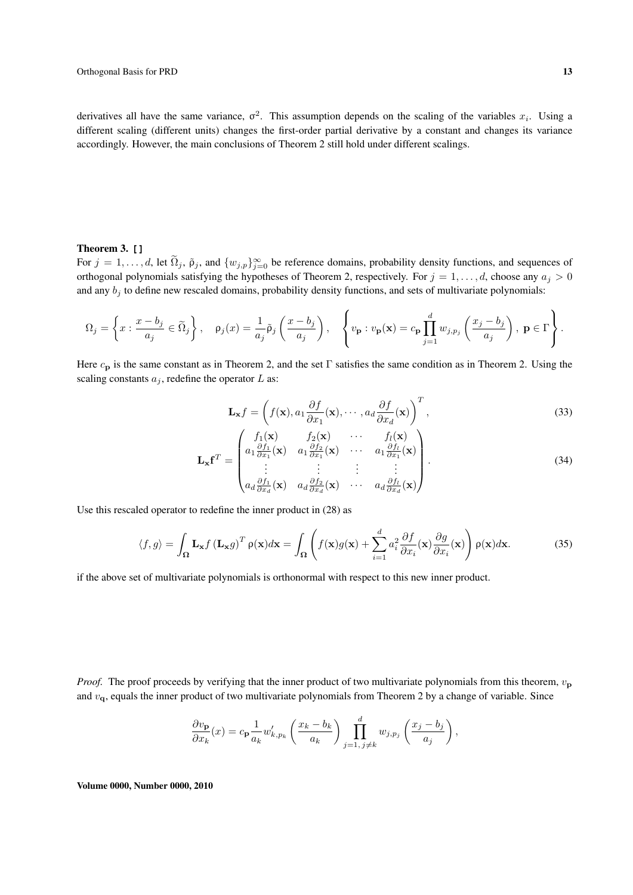derivatives all have the same variance, $\sigma^2$. This assumption depends on the scaling of the variables $x_i$. Using a different scaling (different units) changes the first-order partial derivative by a constant and changes its variance accordingly. However, the main conclusions of Theorem 2 still hold under different scalings.

**Theorem 3.** **[ ]**
For $j = 1, \ldots, d$, let $\widetilde{\Omega}_j$, $\tilde{\rho}_j$, and $\{w_{j,p}\}_{j=0}^{\infty}$ be reference domains, probability density functions, and sequences of orthogonal polynomials satisfying the hypotheses of Theorem 2, respectively. For $j = 1, \ldots, d$, choose any $a_j > 0$ and any $b_j$ to define new rescaled domains, probability density functions, and sets of multivariate polynomials:

$$\Omega_j = \left\{ x : \frac{x - b_j}{a_j} \in \widetilde{\Omega}_j \right\}, \quad \rho_j(x) = \frac{1}{a_j}\tilde{\rho}_j\left(\frac{x - b_j}{a_j}\right), \quad \left\{ v_{\mathbf{p}} : v_{\mathbf{p}}(\mathbf{x}) = c_{\mathbf{p}} \prod_{j=1}^{d} w_{j,p_j}\left(\frac{x_j - b_j}{a_j}\right),\ \mathbf{p} \in \Gamma \right\}.$$

Here $c_{\mathbf{p}}$ is the same constant as in Theorem 2, and the set $\Gamma$ satisfies the same condition as in Theorem 2. Using the scaling constants $a_j$, redefine the operator $L$ as:

$$\mathbf{L}_{\mathbf{x}} f = \left( f(\mathbf{x}), a_1 \frac{\partial f}{\partial x_1}(\mathbf{x}), \cdots, a_d \frac{\partial f}{\partial x_d}(\mathbf{x}) \right)^T, \tag{33}$$

$$\mathbf{L}_{\mathbf{x}} \mathbf{f}^T = \begin{pmatrix} f_1(\mathbf{x}) & f_2(\mathbf{x}) & \cdots & f_l(\mathbf{x}) \\ a_1 \frac{\partial f_1}{\partial x_1}(\mathbf{x}) & a_1 \frac{\partial f_2}{\partial x_1}(\mathbf{x}) & \cdots & a_1 \frac{\partial f_l}{\partial x_1}(\mathbf{x}) \\ \vdots & \vdots & \vdots & \vdots \\ a_d \frac{\partial f_1}{\partial x_d}(\mathbf{x}) & a_d \frac{\partial f_2}{\partial x_d}(\mathbf{x}) & \cdots & a_d \frac{\partial f_l}{\partial x_d}(\mathbf{x}) \end{pmatrix}. \tag{34}$$

Use this rescaled operator to redefine the inner product in (28) as

$$\langle f, g \rangle = \int_{\mathbf{\Omega}} \mathbf{L}_{\mathbf{x}} f \left(\mathbf{L}_{\mathbf{x}} g\right)^T \rho(\mathbf{x}) d\mathbf{x} = \int_{\mathbf{\Omega}} \left( f(\mathbf{x}) g(\mathbf{x}) + \sum_{i=1}^{d} a_i^2 \frac{\partial f}{\partial x_i}(\mathbf{x}) \frac{\partial g}{\partial x_i}(\mathbf{x}) \right) \rho(\mathbf{x}) d\mathbf{x}. \tag{35}$$

if the above set of multivariate polynomials is orthonormal with respect to this new inner product.

*Proof.* The proof proceeds by verifying that the inner product of two multivariate polynomials from this theorem, $v_{\mathbf{p}}$ and $v_{\mathbf{q}}$, equals the inner product of two multivariate polynomials from Theorem 2 by a change of variable. Since

$$\frac{\partial v_{\mathbf{p}}}{\partial x_k}(x) = c_{\mathbf{p}} \frac{1}{a_k} w'_{k,p_k}\left(\frac{x_k - b_k}{a_k}\right) \prod_{j=1,\, j \neq k}^{d} w_{j,p_j}\left(\frac{x_j - b_j}{a_j}\right),$$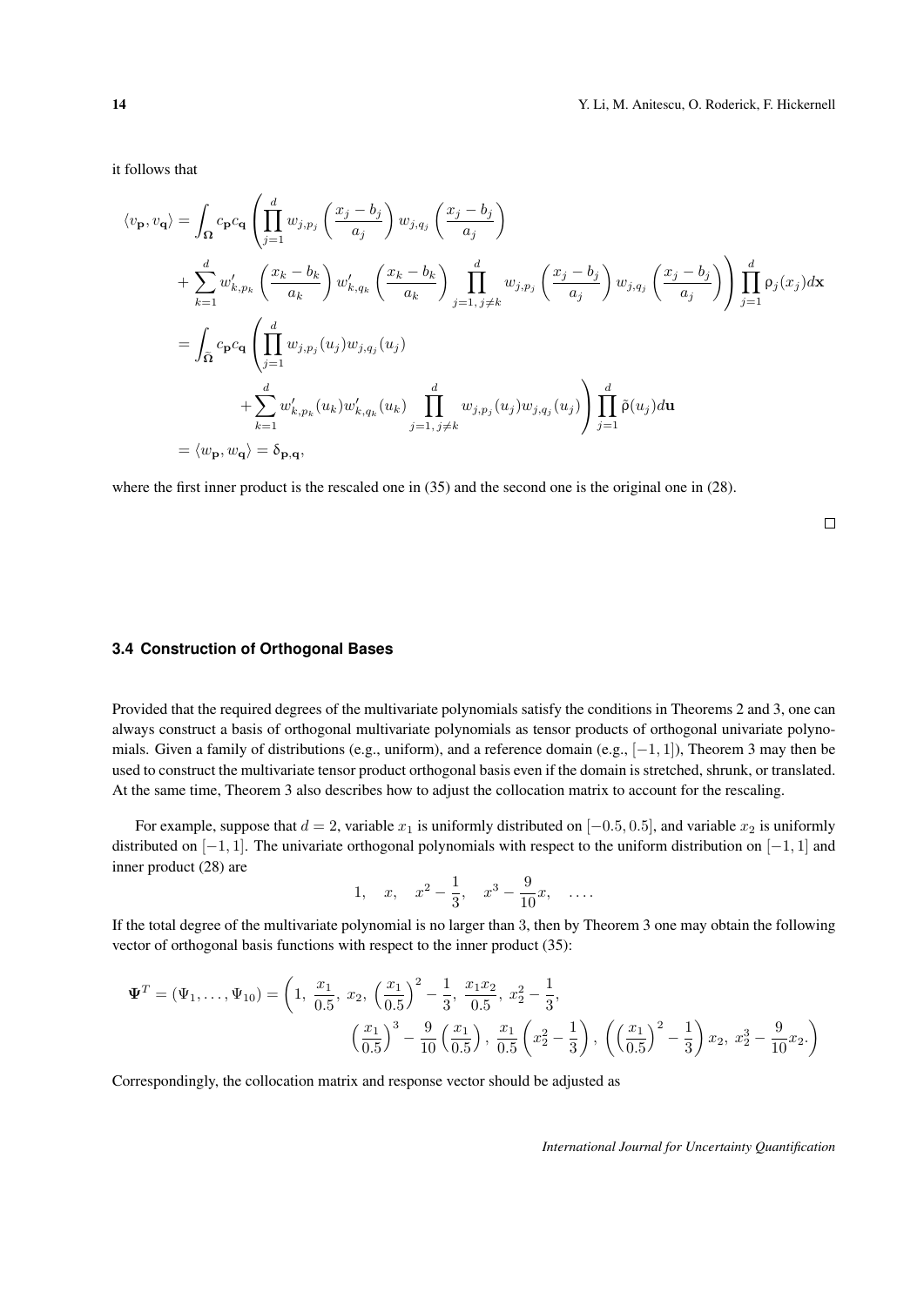it follows that

$$
\begin{aligned}
\langle v_{\mathbf{p}}, v_{\mathbf{q}} \rangle &= \int_{\mathbf{\Omega}} c_{\mathbf{p}} c_{\mathbf{q}} \left( \prod_{j=1}^{d} w_{j,p_j}\left(\frac{x_j - b_j}{a_j}\right) w_{j,q_j}\left(\frac{x_j - b_j}{a_j}\right) \right. \\
&\quad \left. + \sum_{k=1}^{d} w'_{k,p_k}\left(\frac{x_k - b_k}{a_k}\right) w'_{k,q_k}\left(\frac{x_k - b_k}{a_k}\right) \prod_{j=1,\, j\neq k}^{d} w_{j,p_j}\left(\frac{x_j - b_j}{a_j}\right) w_{j,q_j}\left(\frac{x_j - b_j}{a_j}\right) \right) \prod_{j=1}^{d} \rho_j(x_j) d\mathbf{x} \\
&= \int_{\tilde{\mathbf{\Omega}}} c_{\mathbf{p}} c_{\mathbf{q}} \left( \prod_{j=1}^{d} w_{j,p_j}(u_j) w_{j,q_j}(u_j) \right. \\
&\qquad \left. + \sum_{k=1}^{d} w'_{k,p_k}(u_k) w'_{k,q_k}(u_k) \prod_{j=1,\, j\neq k}^{d} w_{j,p_j}(u_j) w_{j,q_j}(u_j) \right) \prod_{j=1}^{d} \tilde{\rho}(u_j) d\mathbf{u} \\
&= \langle w_{\mathbf{p}}, w_{\mathbf{q}} \rangle = \delta_{\mathbf{p},\mathbf{q}},
\end{aligned}
$$

where the first inner product is the rescaled one in (35) and the second one is the original one in (28).

□

### 3.4 Construction of Orthogonal Bases

Provided that the required degrees of the multivariate polynomials satisfy the conditions in Theorems 2 and 3, one can always construct a basis of orthogonal multivariate polynomials as tensor products of orthogonal univariate polynomials. Given a family of distributions (e.g., uniform), and a reference domain (e.g., $[-1, 1]$), Theorem 3 may then be used to construct the multivariate tensor product orthogonal basis even if the domain is stretched, shrunk, or translated. At the same time, Theorem 3 also describes how to adjust the collocation matrix to account for the rescaling.

For example, suppose that $d = 2$, variable $x_1$ is uniformly distributed on $[-0.5, 0.5]$, and variable $x_2$ is uniformly distributed on $[-1, 1]$. The univariate orthogonal polynomials with respect to the uniform distribution on $[-1, 1]$ and inner product (28) are

$$
1, \quad x, \quad x^2 - \frac{1}{3}, \quad x^3 - \frac{9}{10}x, \quad \ldots .
$$

If the total degree of the multivariate polynomial is no larger than 3, then by Theorem 3 one may obtain the following vector of orthogonal basis functions with respect to the inner product (35):

$$
\begin{aligned}
\mathbf{\Psi}^T = (\Psi_1, \ldots, \Psi_{10}) = \Bigg( 1,\ \frac{x_1}{0.5},\ x_2,\ \left(\frac{x_1}{0.5}\right)^2 - \frac{1}{3},\ \frac{x_1 x_2}{0.5},\ x_2^2 - \frac{1}{3}, \\
\left(\frac{x_1}{0.5}\right)^3 - \frac{9}{10}\left(\frac{x_1}{0.5}\right),\ \frac{x_1}{0.5}\left(x_2^2 - \frac{1}{3}\right),\ \left(\left(\frac{x_1}{0.5}\right)^2 - \frac{1}{3}\right) x_2,\ x_2^3 - \frac{9}{10}x_2. \Bigg)
\end{aligned}
$$

Correspondingly, the collocation matrix and response vector should be adjusted as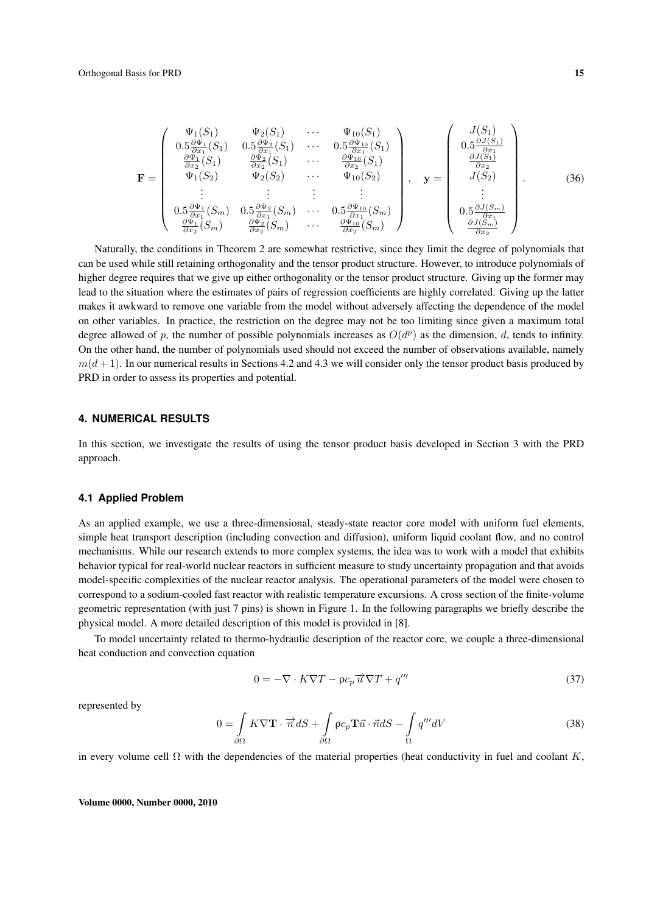$$
\mathbf{F} = \begin{pmatrix}
\Psi_1(S_1) & \Psi_2(S_1) & \cdots & \Psi_{10}(S_1) \\
0.5\frac{\partial \Psi_1}{\partial x_1}(S_1) & 0.5\frac{\partial \Psi_2}{\partial x_1}(S_1) & \cdots & 0.5\frac{\partial \Psi_{10}}{\partial x_1}(S_1) \\
\frac{\partial \Psi_1}{\partial x_2}(S_1) & \frac{\partial \Psi_2}{\partial x_2}(S_1) & \cdots & \frac{\partial \Psi_{10}}{\partial x_2}(S_1) \\
\Psi_1(S_2) & \Psi_2(S_2) & \cdots & \Psi_{10}(S_2) \\
\vdots & \vdots & \vdots & \vdots \\
0.5\frac{\partial \Psi_1}{\partial x_1}(S_m) & 0.5\frac{\partial \Psi_2}{\partial x_1}(S_m) & \cdots & 0.5\frac{\partial \Psi_{10}}{\partial x_1}(S_m) \\
\frac{\partial \Psi_1}{\partial x_2}(S_m) & \frac{\partial \Psi_2}{\partial x_2}(S_m) & \cdots & \frac{\partial \Psi_{10}}{\partial x_2}(S_m)
\end{pmatrix}, \quad
\mathbf{y} = \begin{pmatrix}
J(S_1) \\
0.5\frac{\partial J(S_1)}{\partial x_1} \\
\frac{\partial J(S_1)}{\partial x_2} \\
J(S_2) \\
\vdots \\
0.5\frac{\partial J(S_m)}{\partial x_1} \\
\frac{\partial J(S_m)}{\partial x_2}
\end{pmatrix}. \tag{36}
$$

Naturally, the conditions in Theorem 2 are somewhat restrictive, since they limit the degree of polynomials that can be used while still retaining orthogonality and the tensor product structure. However, to introduce polynomials of higher degree requires that we give up either orthogonality or the tensor product structure. Giving up the former may lead to the situation where the estimates of pairs of regression coefficients are highly correlated. Giving up the latter makes it awkward to remove one variable from the model without adversely affecting the dependence of the model on other variables. In practice, the restriction on the degree may not be too limiting since given a maximum total degree allowed of $p$, the number of possible polynomials increases as $O(d^p)$ as the dimension, $d$, tends to infinity. On the other hand, the number of polynomials used should not exceed the number of observations available, namely $m(d+1)$. In our numerical results in Sections 4.2 and 4.3 we will consider only the tensor product basis produced by PRD in order to assess its properties and potential.

## 4. NUMERICAL RESULTS

In this section, we investigate the results of using the tensor product basis developed in Section 3 with the PRD approach.

### 4.1 Applied Problem

As an applied example, we use a three-dimensional, steady-state reactor core model with uniform fuel elements, simple heat transport description (including convection and diffusion), uniform liquid coolant flow, and no control mechanisms. While our research extends to more complex systems, the idea was to work with a model that exhibits behavior typical for real-world nuclear reactors in sufficient measure to study uncertainty propagation and that avoids model-specific complexities of the nuclear reactor analysis. The operational parameters of the model were chosen to correspond to a sodium-cooled fast reactor with realistic temperature excursions. A cross section of the finite-volume geometric representation (with just 7 pins) is shown in Figure 1. In the following paragraphs we briefly describe the physical model. A more detailed description of this model is provided in [8].

To model uncertainty related to thermo-hydraulic description of the reactor core, we couple a three-dimensional heat conduction and convection equation

$$
0 = -\nabla \cdot K \nabla T - \rho c_p \overrightarrow{u} \nabla T + q''' \tag{37}
$$

represented by

$$
0 = \int_{\partial\Omega} K \nabla \mathbf{T} \cdot \overrightarrow{n} dS + \int_{\partial\Omega} \rho c_p \mathbf{T} \vec{u} \cdot \vec{n} dS - \int_{\Omega} q''' dV \tag{38}
$$

in every volume cell $\Omega$ with the dependencies of the material properties (heat conductivity in fuel and coolant $K$,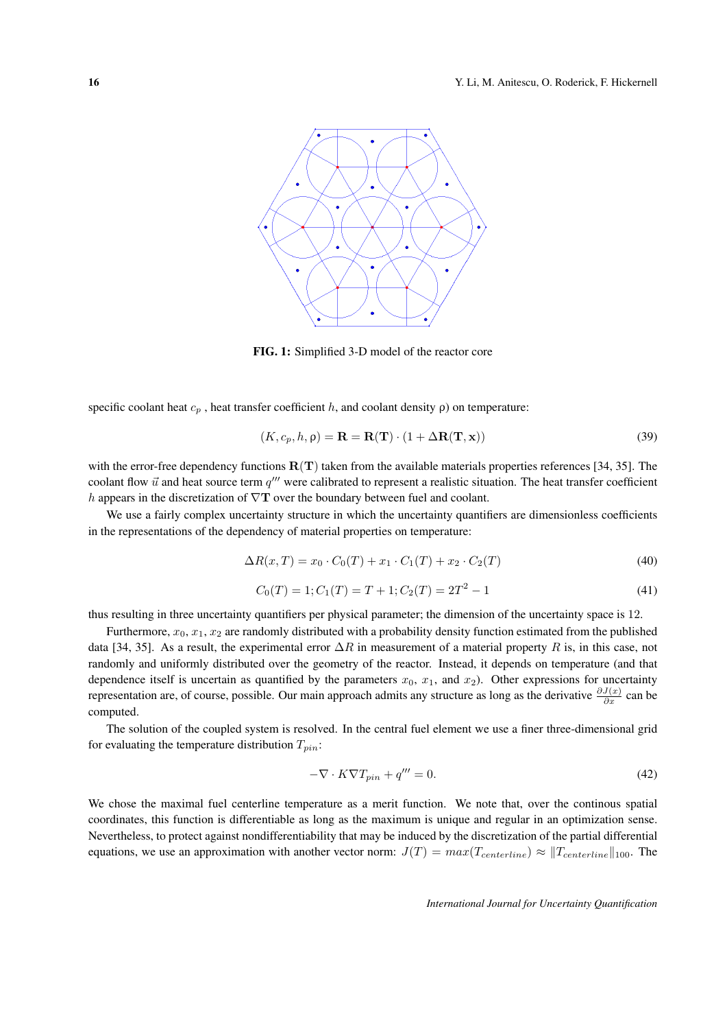**FIG. 1:** Simplified 3-D model of the reactor core

specific coolant heat $c_p$ , heat transfer coefficient $h$, and coolant density ρ) on temperature:

$$(K, c_p, h, \rho) = \mathbf{R} = \mathbf{R}(\mathbf{T}) \cdot (1 + \Delta\mathbf{R}(\mathbf{T}, \mathbf{x})) \tag{39}$$

with the error-free dependency functions $\mathbf{R}(\mathbf{T})$ taken from the available materials properties references [34, 35]. The coolant flow $\vec{u}$ and heat source term $q'''$ were calibrated to represent a realistic situation. The heat transfer coefficient $h$ appears in the discretization of $\nabla\mathbf{T}$ over the boundary between fuel and coolant.

We use a fairly complex uncertainty structure in which the uncertainty quantifiers are dimensionless coefficients in the representations of the dependency of material properties on temperature:

$$\Delta R(x, T) = x_0 \cdot C_0(T) + x_1 \cdot C_1(T) + x_2 \cdot C_2(T) \tag{40}$$

$$C_0(T) = 1; C_1(T) = T + 1; C_2(T) = 2T^2 - 1 \tag{41}$$

thus resulting in three uncertainty quantifiers per physical parameter; the dimension of the uncertainty space is 12.

Furthermore, $x_0$, $x_1$, $x_2$ are randomly distributed with a probability density function estimated from the published data [34, 35]. As a result, the experimental error $\Delta R$ in measurement of a material property $R$ is, in this case, not randomly and uniformly distributed over the geometry of the reactor. Instead, it depends on temperature (and that dependence itself is uncertain as quantified by the parameters $x_0$, $x_1$, and $x_2$). Other expressions for uncertainty representation are, of course, possible. Our main approach admits any structure as long as the derivative $\frac{\partial J(x)}{\partial x}$ can be computed.

The solution of the coupled system is resolved. In the central fuel element we use a finer three-dimensional grid for evaluating the temperature distribution $T_{pin}$:

$$-\nabla \cdot K\nabla T_{pin} + q''' = 0. \tag{42}$$

We chose the maximal fuel centerline temperature as a merit function. We note that, over the continous spatial coordinates, this function is differentiable as long as the maximum is unique and regular in an optimization sense. Nevertheless, to protect against nondifferentiability that may be induced by the discretization of the partial differential equations, we use an approximation with another vector norm: $J(T) = max(T_{centerline}) \approx \|T_{centerline}\|_{100}$. The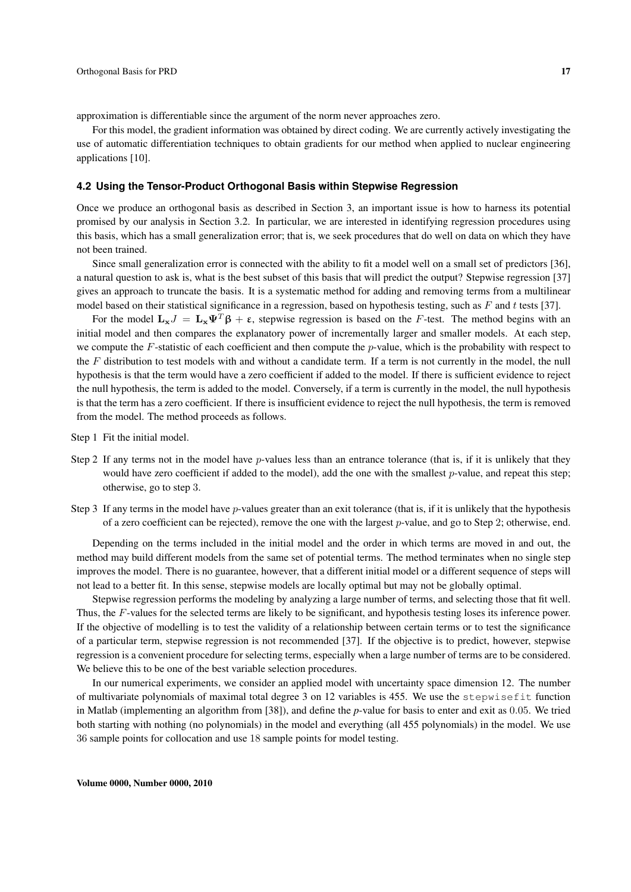approximation is differentiable since the argument of the norm never approaches zero.

For this model, the gradient information was obtained by direct coding. We are currently actively investigating the use of automatic differentiation techniques to obtain gradients for our method when applied to nuclear engineering applications [10].

### 4.2 Using the Tensor-Product Orthogonal Basis within Stepwise Regression

Once we produce an orthogonal basis as described in Section 3, an important issue is how to harness its potential promised by our analysis in Section 3.2. In particular, we are interested in identifying regression procedures using this basis, which has a small generalization error; that is, we seek procedures that do well on data on which they have not been trained.

Since small generalization error is connected with the ability to fit a model well on a small set of predictors [36], a natural question to ask is, what is the best subset of this basis that will predict the output? Stepwise regression [37] gives an approach to truncate the basis. It is a systematic method for adding and removing terms from a multilinear model based on their statistical significance in a regression, based on hypothesis testing, such as $F$ and $t$ tests [37].

For the model $\mathbf{L_x} J = \mathbf{L_x} \Psi^T \beta + \varepsilon$, stepwise regression is based on the $F$-test. The method begins with an initial model and then compares the explanatory power of incrementally larger and smaller models. At each step, we compute the $F$-statistic of each coefficient and then compute the $p$-value, which is the probability with respect to the $F$ distribution to test models with and without a candidate term. If a term is not currently in the model, the null hypothesis is that the term would have a zero coefficient if added to the model. If there is sufficient evidence to reject the null hypothesis, the term is added to the model. Conversely, if a term is currently in the model, the null hypothesis is that the term has a zero coefficient. If there is insufficient evidence to reject the null hypothesis, the term is removed from the model. The method proceeds as follows.

Step 1 Fit the initial model.

Step 2 If any terms not in the model have $p$-values less than an entrance tolerance (that is, if it is unlikely that they would have zero coefficient if added to the model), add the one with the smallest $p$-value, and repeat this step; otherwise, go to step 3.

Step 3 If any terms in the model have $p$-values greater than an exit tolerance (that is, if it is unlikely that the hypothesis of a zero coefficient can be rejected), remove the one with the largest $p$-value, and go to Step 2; otherwise, end.

Depending on the terms included in the initial model and the order in which terms are moved in and out, the method may build different models from the same set of potential terms. The method terminates when no single step improves the model. There is no guarantee, however, that a different initial model or a different sequence of steps will not lead to a better fit. In this sense, stepwise models are locally optimal but may not be globally optimal.

Stepwise regression performs the modeling by analyzing a large number of terms, and selecting those that fit well. Thus, the $F$-values for the selected terms are likely to be significant, and hypothesis testing loses its inference power. If the objective of modelling is to test the validity of a relationship between certain terms or to test the significance of a particular term, stepwise regression is not recommended [37]. If the objective is to predict, however, stepwise regression is a convenient procedure for selecting terms, especially when a large number of terms are to be considered. We believe this to be one of the best variable selection procedures.

In our numerical experiments, we consider an applied model with uncertainty space dimension 12. The number of multivariate polynomials of maximal total degree 3 on 12 variables is 455. We use the `stepwisefit` function in Matlab (implementing an algorithm from [38]), and define the $p$-value for basis to enter and exit as $0.05$. We tried both starting with nothing (no polynomials) in the model and everything (all 455 polynomials) in the model. We use $36$ sample points for collocation and use $18$ sample points for model testing.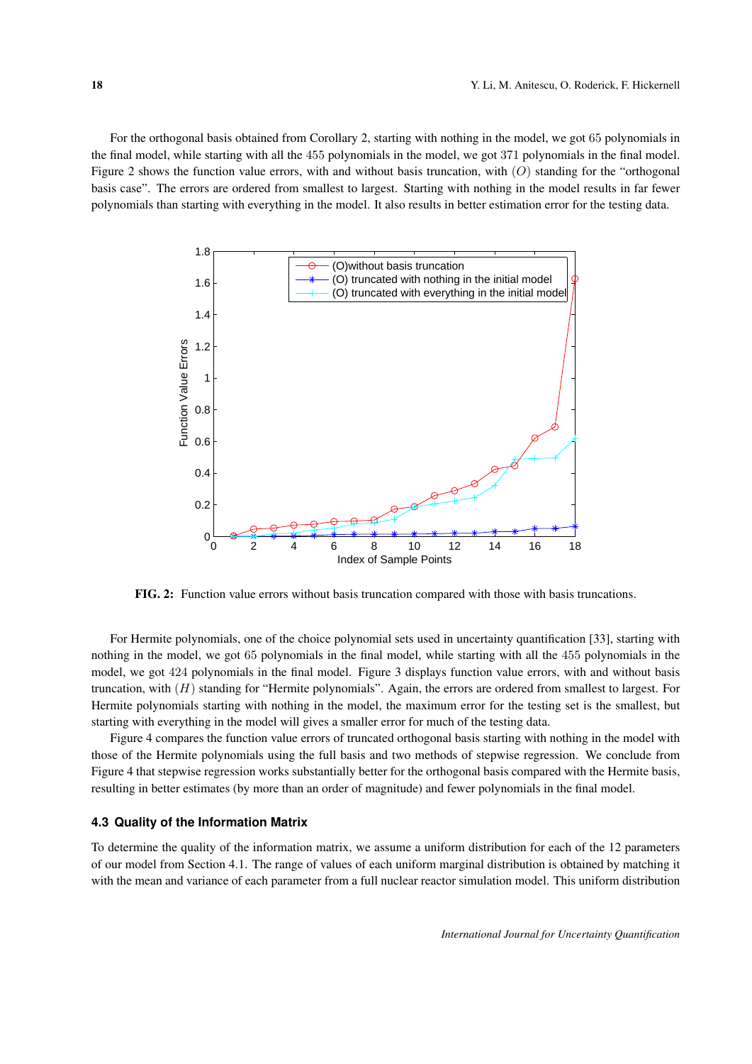For the orthogonal basis obtained from Corollary 2, starting with nothing in the model, we got $65$ polynomials in the final model, while starting with all the $455$ polynomials in the model, we got $371$ polynomials in the final model. Figure 2 shows the function value errors, with and without basis truncation, with $(O)$ standing for the "orthogonal basis case". The errors are ordered from smallest to largest. Starting with nothing in the model results in far fewer polynomials than starting with everything in the model. It also results in better estimation error for the testing data.

(O)without basis truncation
(O) truncated with nothing in the initial model
(O) truncated with everything in the initial model
Function Value Errors
Index of Sample Points
1.8
1.6
1.4
1.2
1
0.8
0.6
0.4
0.2
0
0
2
4
6
8
10
12
14
16
18

**FIG. 2:** Function value errors without basis truncation compared with those with basis truncations.

For Hermite polynomials, one of the choice polynomial sets used in uncertainty quantification [33], starting with nothing in the model, we got $65$ polynomials in the final model, while starting with all the $455$ polynomials in the model, we got $424$ polynomials in the final model. Figure 3 displays function value errors, with and without basis truncation, with $(H)$ standing for "Hermite polynomials". Again, the errors are ordered from smallest to largest. For Hermite polynomials starting with nothing in the model, the maximum error for the testing set is the smallest, but starting with everything in the model will gives a smaller error for much of the testing data.

Figure 4 compares the function value errors of truncated orthogonal basis starting with nothing in the model with those of the Hermite polynomials using the full basis and two methods of stepwise regression. We conclude from Figure 4 that stepwise regression works substantially better for the orthogonal basis compared with the Hermite basis, resulting in better estimates (by more than an order of magnitude) and fewer polynomials in the final model.

### 4.3 Quality of the Information Matrix

To determine the quality of the information matrix, we assume a uniform distribution for each of the 12 parameters of our model from Section 4.1. The range of values of each uniform marginal distribution is obtained by matching it with the mean and variance of each parameter from a full nuclear reactor simulation model. This uniform distribution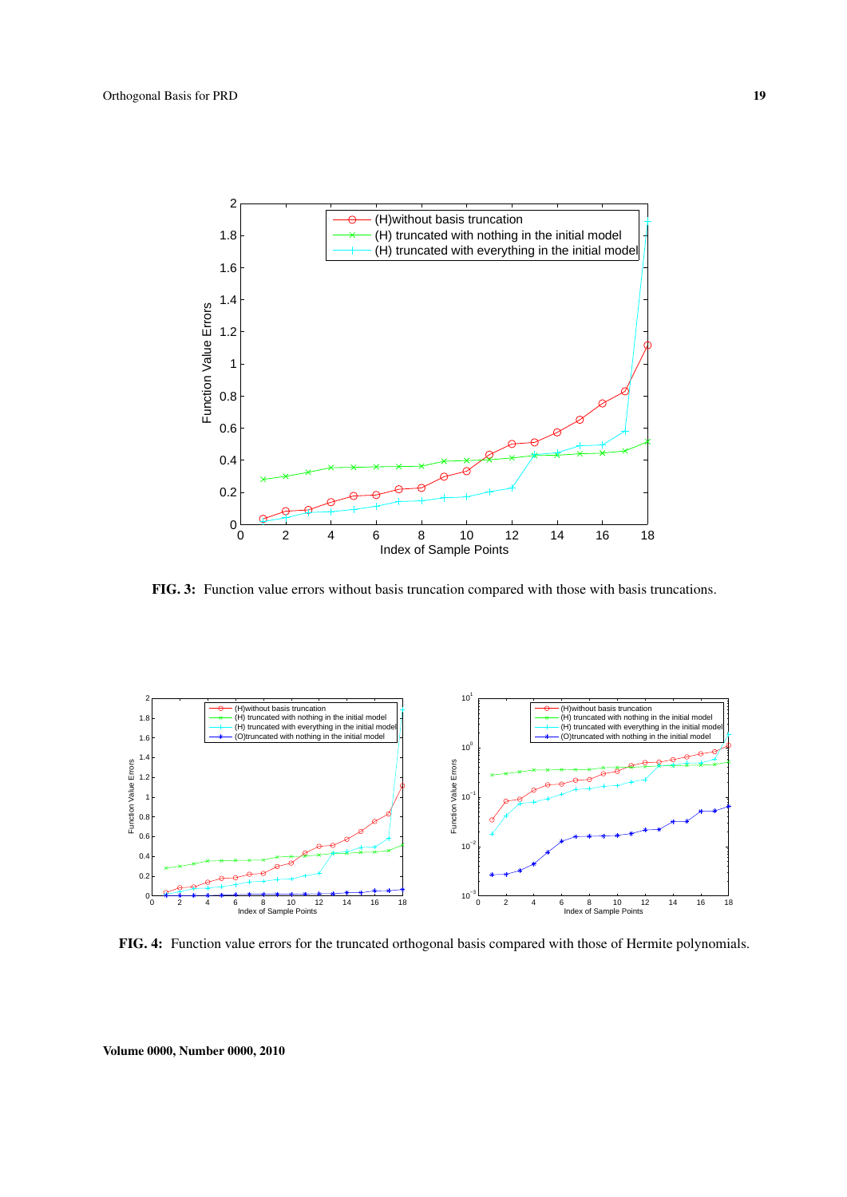Function Value Errors

Index of Sample Points

(H)without basis truncation
(H) truncated with nothing in the initial model
(H) truncated with everything in the initial model

0
0.2
0.4
0.6
0.8
1
1.2
1.4
1.6
1.8
2

0
2
4
6
8
10
12
14
16
18

**FIG. 3:** Function value errors without basis truncation compared with those with basis truncations.

Function Value Errors

Index of Sample Points

(H)without basis truncation
(H) truncated with nothing in the initial model
(H) truncated with everything in the initial model
(O)truncated with nothing in the initial model

0
0.2
0.4
0.6
0.8
1
1.2
1.4
1.6
1.8
2

0
2
4
6
8
10
12
14
16
18

Function Value Errors

Index of Sample Points

(H)without basis truncation
(H) truncated with nothing in the initial model
(H) truncated with everything in the initial model
(O)truncated with nothing in the initial model

$10^{-3}$
$10^{-2}$
$10^{-1}$
$10^{0}$
$10^{1}$

0
2
4
6
8
10
12
14
16
18

**FIG. 4:** Function value errors for the truncated orthogonal basis compared with those of Hermite polynomials.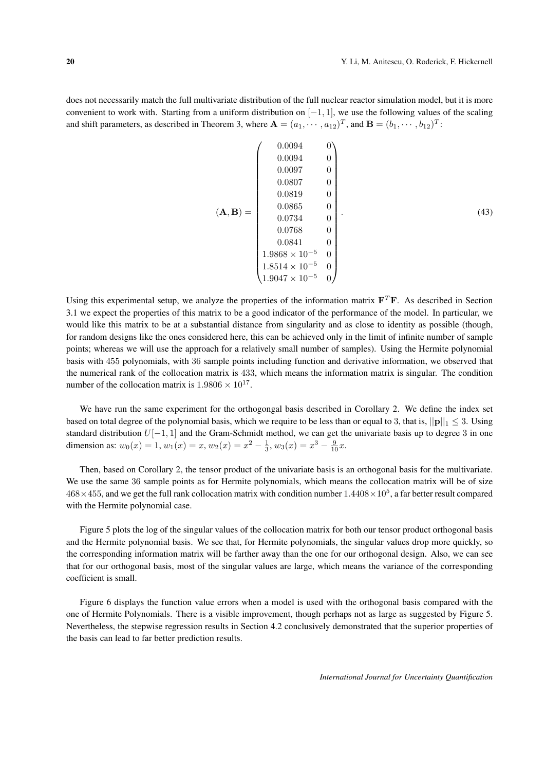does not necessarily match the full multivariate distribution of the full nuclear reactor simulation model, but it is more convenient to work with. Starting from a uniform distribution on $[-1, 1]$, we use the following values of the scaling and shift parameters, as described in Theorem 3, where $\mathbf{A} = (a_1, \cdots, a_{12})^T$, and $\mathbf{B} = (b_1, \cdots, b_{12})^T$:

$$
(\mathbf{A}, \mathbf{B}) = \begin{pmatrix} 0.0094 & 0 \\ 0.0094 & 0 \\ 0.0097 & 0 \\ 0.0807 & 0 \\ 0.0819 & 0 \\ 0.0865 & 0 \\ 0.0734 & 0 \\ 0.0768 & 0 \\ 0.0841 & 0 \\ 1.9868 \times 10^{-5} & 0 \\ 1.8514 \times 10^{-5} & 0 \\ 1.9047 \times 10^{-5} & 0 \end{pmatrix}. \tag{43}
$$

Using this experimental setup, we analyze the properties of the information matrix $\mathbf{F}^T\mathbf{F}$. As described in Section 3.1 we expect the properties of this matrix to be a good indicator of the performance of the model. In particular, we would like this matrix to be at a substantial distance from singularity and as close to identity as possible (though, for random designs like the ones considered here, this can be achieved only in the limit of infinite number of sample points; whereas we will use the approach for a relatively small number of samples). Using the Hermite polynomial basis with 455 polynomials, with 36 sample points including function and derivative information, we observed that the numerical rank of the collocation matrix is 433, which means the information matrix is singular. The condition number of the collocation matrix is $1.9806 \times 10^{17}$.

We have run the same experiment for the orthogongal basis described in Corollary 2. We define the index set based on total degree of the polynomial basis, which we require to be less than or equal to 3, that is, $||\mathbf{p}||_1 \leq 3$. Using standard distribution $U[-1, 1]$ and the Gram-Schmidt method, we can get the univariate basis up to degree 3 in one dimension as: $w_0(x) = 1$, $w_1(x) = x$, $w_2(x) = x^2 - \frac{1}{3}$, $w_3(x) = x^3 - \frac{9}{10}x$.

Then, based on Corollary 2, the tensor product of the univariate basis is an orthogonal basis for the multivariate. We use the same 36 sample points as for Hermite polynomials, which means the collocation matrix will be of size $468 \times 455$, and we get the full rank collocation matrix with condition number $1.4408 \times 10^5$, a far better result compared with the Hermite polynomial case.

Figure 5 plots the log of the singular values of the collocation matrix for both our tensor product orthogonal basis and the Hermite polynomial basis. We see that, for Hermite polynomials, the singular values drop more quickly, so the corresponding information matrix will be farther away than the one for our orthogonal design. Also, we can see that for our orthogonal basis, most of the singular values are large, which means the variance of the corresponding coefficient is small.

Figure 6 displays the function value errors when a model is used with the orthogonal basis compared with the one of Hermite Polynomials. There is a visible improvement, though perhaps not as large as suggested by Figure 5. Nevertheless, the stepwise regression results in Section 4.2 conclusively demonstrated that the superior properties of the basis can lead to far better prediction results.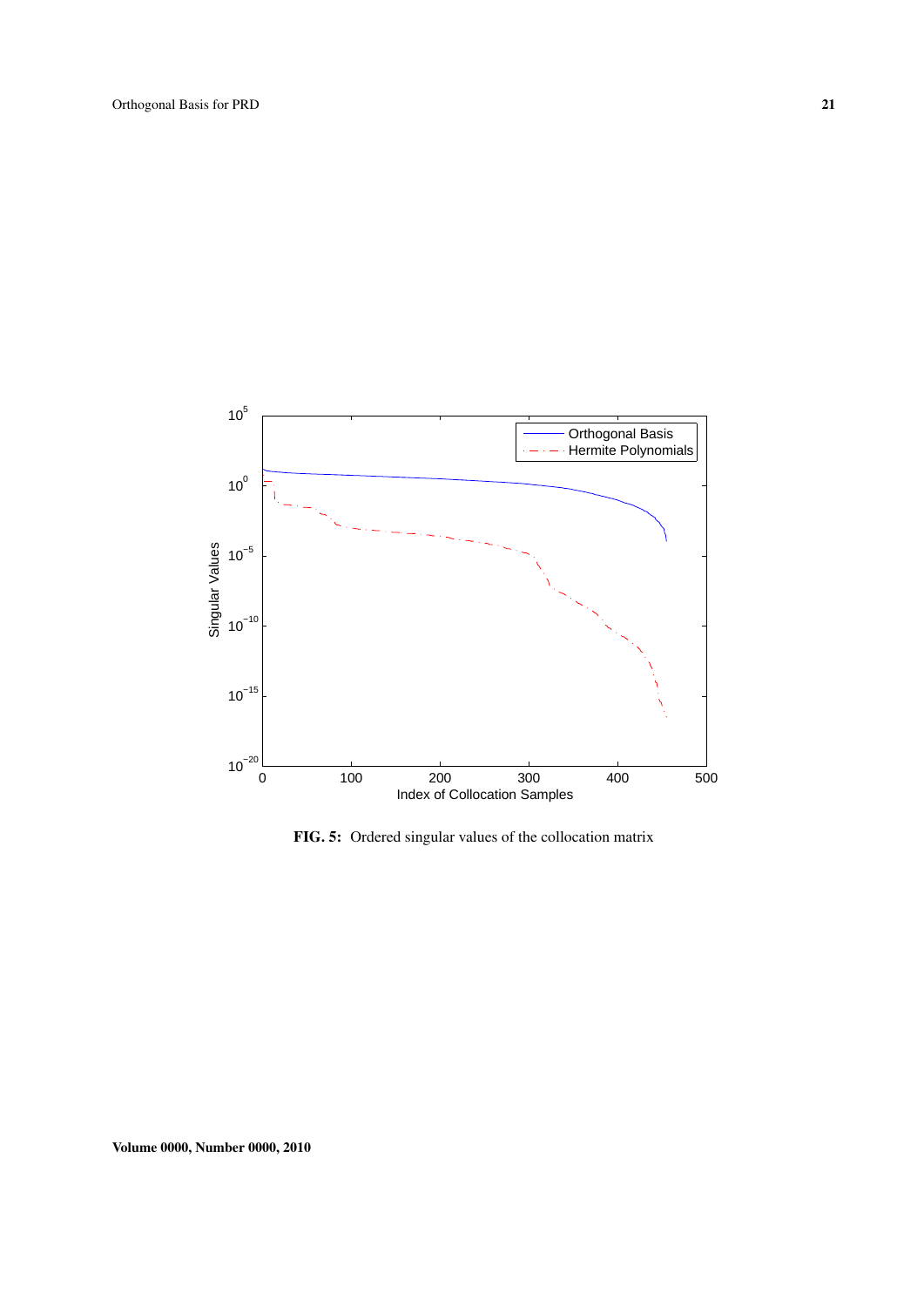Orthogonal Basis
Hermite Polynomials

Singular Values

$10^{5}$
$10^{0}$
$10^{-5}$
$10^{-10}$
$10^{-15}$
$10^{-20}$

0
100
200
300
400
500

Index of Collocation Samples

**FIG. 5:** Ordered singular values of the collocation matrix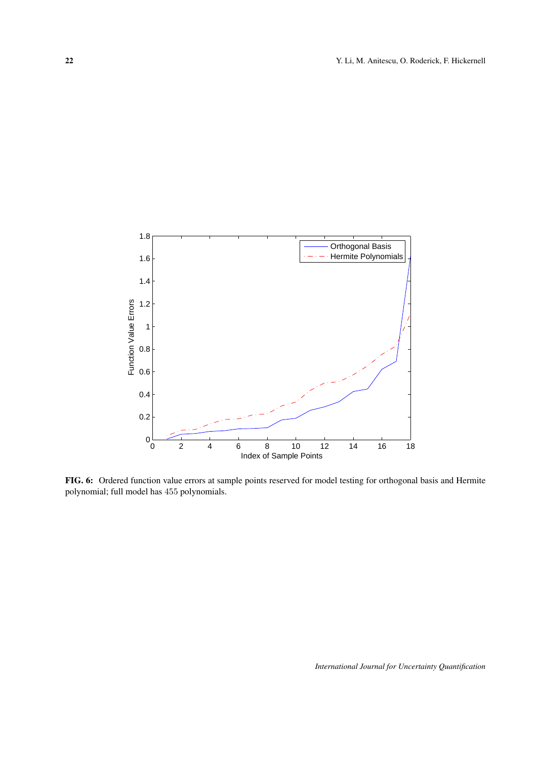1.8
1.6
1.4
1.2
1
0.8
0.6
0.4
0.2
0

Function Value Errors

0 2 4 6 8 10 12 14 16 18

Index of Sample Points

Orthogonal Basis
Hermite Polynomials

**FIG. 6:** Ordered function value errors at sample points reserved for model testing for orthogonal basis and Hermite polynomial; full model has $455$ polynomials.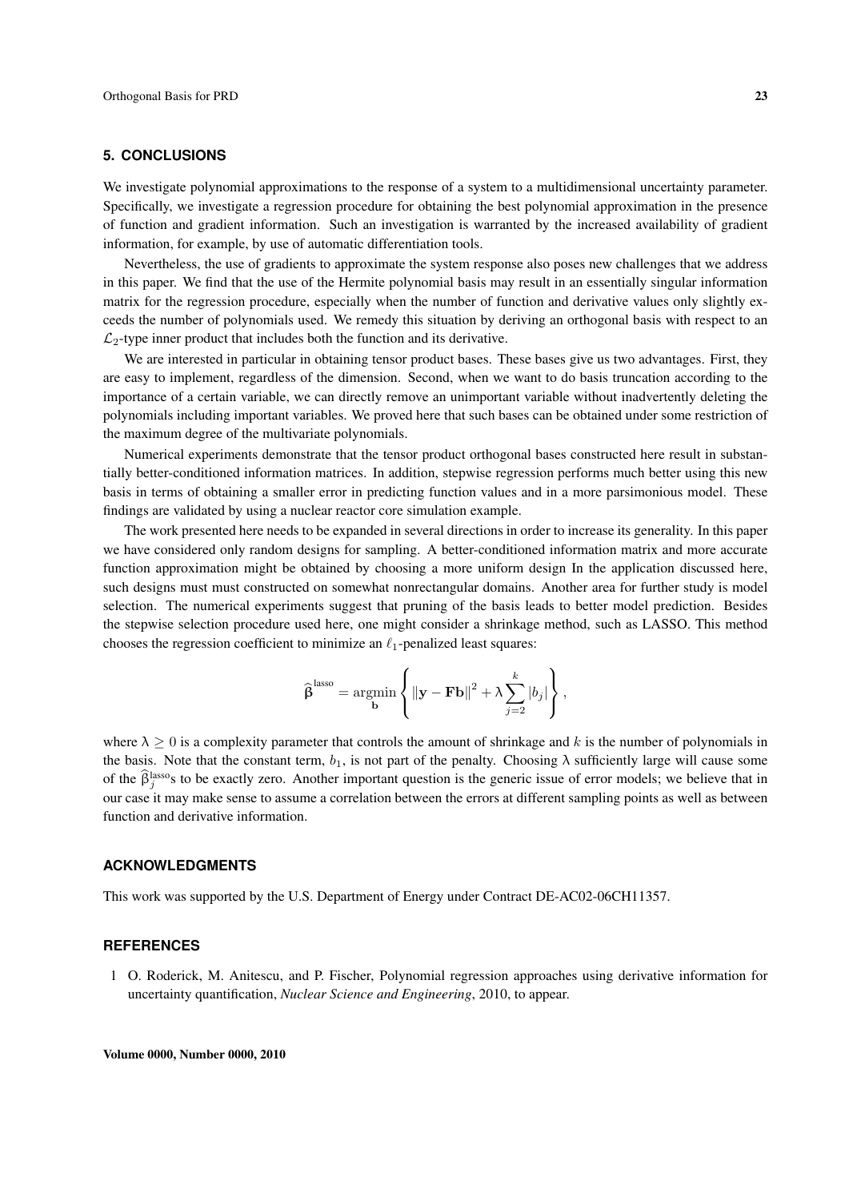## 5. CONCLUSIONS

We investigate polynomial approximations to the response of a system to a multidimensional uncertainty parameter. Specifically, we investigate a regression procedure for obtaining the best polynomial approximation in the presence of function and gradient information. Such an investigation is warranted by the increased availability of gradient information, for example, by use of automatic differentiation tools.

Nevertheless, the use of gradients to approximate the system response also poses new challenges that we address in this paper. We find that the use of the Hermite polynomial basis may result in an essentially singular information matrix for the regression procedure, especially when the number of function and derivative values only slightly exceeds the number of polynomials used. We remedy this situation by deriving an orthogonal basis with respect to an $\mathcal{L}_2$-type inner product that includes both the function and its derivative.

We are interested in particular in obtaining tensor product bases. These bases give us two advantages. First, they are easy to implement, regardless of the dimension. Second, when we want to do basis truncation according to the importance of a certain variable, we can directly remove an unimportant variable without inadvertently deleting the polynomials including important variables. We proved here that such bases can be obtained under some restriction of the maximum degree of the multivariate polynomials.

Numerical experiments demonstrate that the tensor product orthogonal bases constructed here result in substantially better-conditioned information matrices. In addition, stepwise regression performs much better using this new basis in terms of obtaining a smaller error in predicting function values and in a more parsimonious model. These findings are validated by using a nuclear reactor core simulation example.

The work presented here needs to be expanded in several directions in order to increase its generality. In this paper we have considered only random designs for sampling. A better-conditioned information matrix and more accurate function approximation might be obtained by choosing a more uniform design In the application discussed here, such designs must must constructed on somewhat nonrectangular domains. Another area for further study is model selection. The numerical experiments suggest that pruning of the basis leads to better model prediction. Besides the stepwise selection procedure used here, one might consider a shrinkage method, such as LASSO. This method chooses the regression coefficient to minimize an $\ell_1$-penalized least squares:

$$\widehat{\boldsymbol{\beta}}^{\text{lasso}} = \underset{\mathbf{b}}{\operatorname{argmin}} \left\{ \|\mathbf{y} - \mathbf{F}\mathbf{b}\|^2 + \lambda \sum_{j=2}^{k} |b_j| \right\},$$

where $\lambda \geq 0$ is a complexity parameter that controls the amount of shrinkage and $k$ is the number of polynomials in the basis. Note that the constant term, $b_1$, is not part of the penalty. Choosing $\lambda$ sufficiently large will cause some of the $\widehat{\beta}_j^{\text{lasso}}$s to be exactly zero. Another important question is the generic issue of error models; we believe that in our case it may make sense to assume a correlation between the errors at different sampling points as well as between function and derivative information.

## ACKNOWLEDGMENTS

This work was supported by the U.S. Department of Energy under Contract DE-AC02-06CH11357.

## REFERENCES

1 O. Roderick, M. Anitescu, and P. Fischer, Polynomial regression approaches using derivative information for uncertainty quantification, *Nuclear Science and Engineering*, 2010, to appear.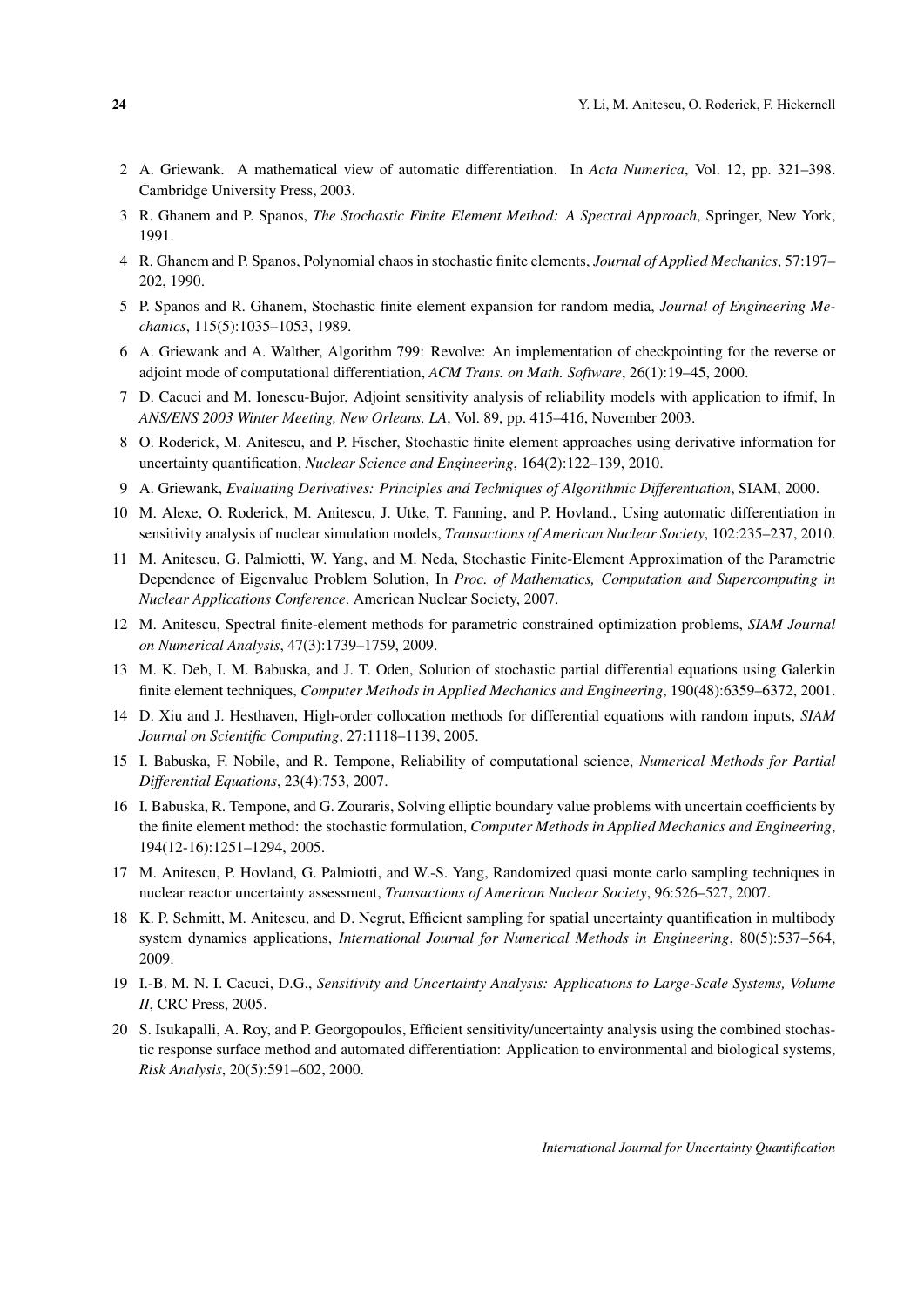2 A. Griewank. A mathematical view of automatic differentiation. In *Acta Numerica*, Vol. 12, pp. 321–398. Cambridge University Press, 2003.

3 R. Ghanem and P. Spanos, *The Stochastic Finite Element Method: A Spectral Approach*, Springer, New York, 1991.

4 R. Ghanem and P. Spanos, Polynomial chaos in stochastic finite elements, *Journal of Applied Mechanics*, 57:197–202, 1990.

5 P. Spanos and R. Ghanem, Stochastic finite element expansion for random media, *Journal of Engineering Mechanics*, 115(5):1035–1053, 1989.

6 A. Griewank and A. Walther, Algorithm 799: Revolve: An implementation of checkpointing for the reverse or adjoint mode of computational differentiation, *ACM Trans. on Math. Software*, 26(1):19–45, 2000.

7 D. Cacuci and M. Ionescu-Bujor, Adjoint sensitivity analysis of reliability models with application to ifmif, In *ANS/ENS 2003 Winter Meeting, New Orleans, LA*, Vol. 89, pp. 415–416, November 2003.

8 O. Roderick, M. Anitescu, and P. Fischer, Stochastic finite element approaches using derivative information for uncertainty quantification, *Nuclear Science and Engineering*, 164(2):122–139, 2010.

9 A. Griewank, *Evaluating Derivatives: Principles and Techniques of Algorithmic Differentiation*, SIAM, 2000.

10 M. Alexe, O. Roderick, M. Anitescu, J. Utke, T. Fanning, and P. Hovland., Using automatic differentiation in sensitivity analysis of nuclear simulation models, *Transactions of American Nuclear Society*, 102:235–237, 2010.

11 M. Anitescu, G. Palmiotti, W. Yang, and M. Neda, Stochastic Finite-Element Approximation of the Parametric Dependence of Eigenvalue Problem Solution, In *Proc. of Mathematics, Computation and Supercomputing in Nuclear Applications Conference*. American Nuclear Society, 2007.

12 M. Anitescu, Spectral finite-element methods for parametric constrained optimization problems, *SIAM Journal on Numerical Analysis*, 47(3):1739–1759, 2009.

13 M. K. Deb, I. M. Babuska, and J. T. Oden, Solution of stochastic partial differential equations using Galerkin finite element techniques, *Computer Methods in Applied Mechanics and Engineering*, 190(48):6359–6372, 2001.

14 D. Xiu and J. Hesthaven, High-order collocation methods for differential equations with random inputs, *SIAM Journal on Scientific Computing*, 27:1118–1139, 2005.

15 I. Babuska, F. Nobile, and R. Tempone, Reliability of computational science, *Numerical Methods for Partial Differential Equations*, 23(4):753, 2007.

16 I. Babuska, R. Tempone, and G. Zouraris, Solving elliptic boundary value problems with uncertain coefficients by the finite element method: the stochastic formulation, *Computer Methods in Applied Mechanics and Engineering*, 194(12-16):1251–1294, 2005.

17 M. Anitescu, P. Hovland, G. Palmiotti, and W.-S. Yang, Randomized quasi monte carlo sampling techniques in nuclear reactor uncertainty assessment, *Transactions of American Nuclear Society*, 96:526–527, 2007.

18 K. P. Schmitt, M. Anitescu, and D. Negrut, Efficient sampling for spatial uncertainty quantification in multibody system dynamics applications, *International Journal for Numerical Methods in Engineering*, 80(5):537–564, 2009.

19 I.-B. M. N. I. Cacuci, D.G., *Sensitivity and Uncertainty Analysis: Applications to Large-Scale Systems, Volume II*, CRC Press, 2005.

20 S. Isukapalli, A. Roy, and P. Georgopoulos, Efficient sensitivity/uncertainty analysis using the combined stochastic response surface method and automated differentiation: Application to environmental and biological systems, *Risk Analysis*, 20(5):591–602, 2000.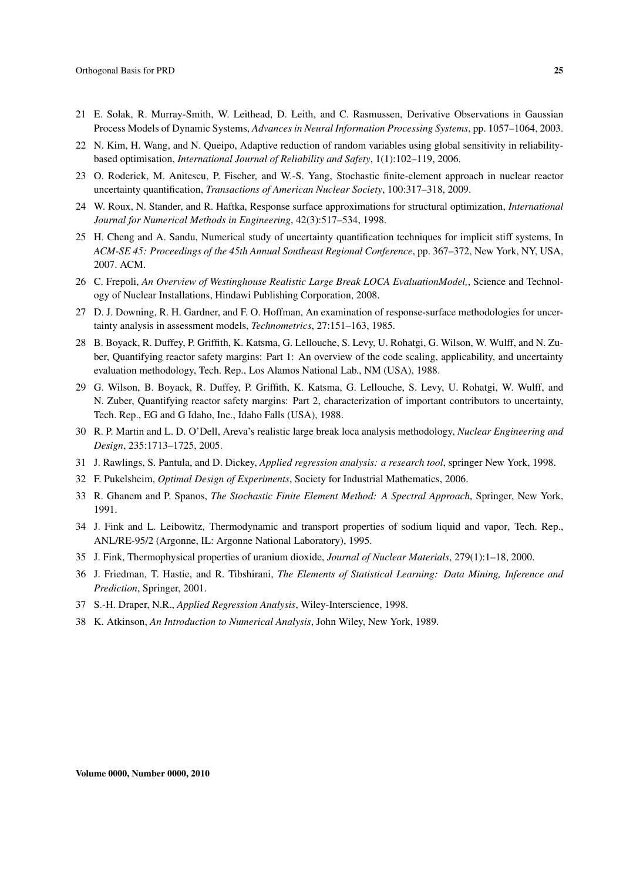21 E. Solak, R. Murray-Smith, W. Leithead, D. Leith, and C. Rasmussen, Derivative Observations in Gaussian Process Models of Dynamic Systems, *Advances in Neural Information Processing Systems*, pp. 1057–1064, 2003.

22 N. Kim, H. Wang, and N. Queipo, Adaptive reduction of random variables using global sensitivity in reliability-based optimisation, *International Journal of Reliability and Safety*, 1(1):102–119, 2006.

23 O. Roderick, M. Anitescu, P. Fischer, and W.-S. Yang, Stochastic finite-element approach in nuclear reactor uncertainty quantification, *Transactions of American Nuclear Society*, 100:317–318, 2009.

24 W. Roux, N. Stander, and R. Haftka, Response surface approximations for structural optimization, *International Journal for Numerical Methods in Engineering*, 42(3):517–534, 1998.

25 H. Cheng and A. Sandu, Numerical study of uncertainty quantification techniques for implicit stiff systems, In *ACM-SE 45: Proceedings of the 45th Annual Southeast Regional Conference*, pp. 367–372, New York, NY, USA, 2007. ACM.

26 C. Frepoli, *An Overview of Westinghouse Realistic Large Break LOCA EvaluationModel,*, Science and Technology of Nuclear Installations, Hindawi Publishing Corporation, 2008.

27 D. J. Downing, R. H. Gardner, and F. O. Hoffman, An examination of response-surface methodologies for uncertainty analysis in assessment models, *Technometrics*, 27:151–163, 1985.

28 B. Boyack, R. Duffey, P. Griffith, K. Katsma, G. Lellouche, S. Levy, U. Rohatgi, G. Wilson, W. Wulff, and N. Zuber, Quantifying reactor safety margins: Part 1: An overview of the code scaling, applicability, and uncertainty evaluation methodology, Tech. Rep., Los Alamos National Lab., NM (USA), 1988.

29 G. Wilson, B. Boyack, R. Duffey, P. Griffith, K. Katsma, G. Lellouche, S. Levy, U. Rohatgi, W. Wulff, and N. Zuber, Quantifying reactor safety margins: Part 2, characterization of important contributors to uncertainty, Tech. Rep., EG and G Idaho, Inc., Idaho Falls (USA), 1988.

30 R. P. Martin and L. D. O'Dell, Areva's realistic large break loca analysis methodology, *Nuclear Engineering and Design*, 235:1713–1725, 2005.

31 J. Rawlings, S. Pantula, and D. Dickey, *Applied regression analysis: a research tool*, springer New York, 1998.

32 F. Pukelsheim, *Optimal Design of Experiments*, Society for Industrial Mathematics, 2006.

33 R. Ghanem and P. Spanos, *The Stochastic Finite Element Method: A Spectral Approach*, Springer, New York, 1991.

34 J. Fink and L. Leibowitz, Thermodynamic and transport properties of sodium liquid and vapor, Tech. Rep., ANL/RE-95/2 (Argonne, IL: Argonne National Laboratory), 1995.

35 J. Fink, Thermophysical properties of uranium dioxide, *Journal of Nuclear Materials*, 279(1):1–18, 2000.

36 J. Friedman, T. Hastie, and R. Tibshirani, *The Elements of Statistical Learning: Data Mining, Inference and Prediction*, Springer, 2001.

37 S.-H. Draper, N.R., *Applied Regression Analysis*, Wiley-Interscience, 1998.

38 K. Atkinson, *An Introduction to Numerical Analysis*, John Wiley, New York, 1989.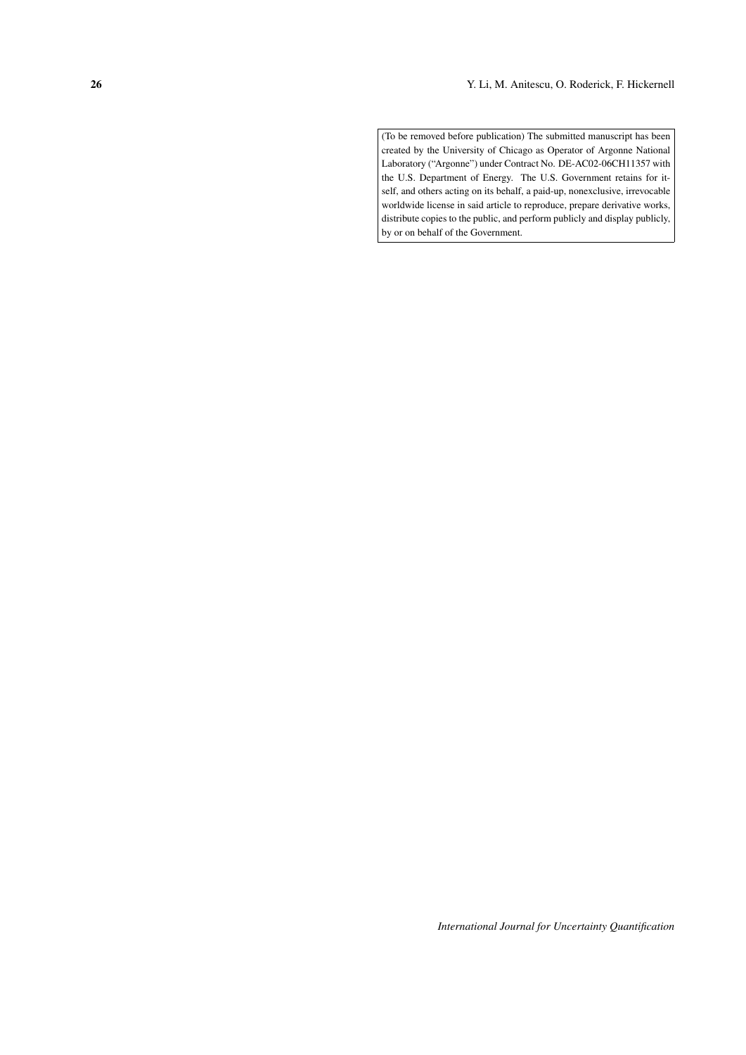(To be removed before publication) The submitted manuscript has been created by the University of Chicago as Operator of Argonne National Laboratory ("Argonne") under Contract No. DE-AC02-06CH11357 with the U.S. Department of Energy. The U.S. Government retains for itself, and others acting on its behalf, a paid-up, nonexclusive, irrevocable worldwide license in said article to reproduce, prepare derivative works, distribute copies to the public, and perform publicly and display publicly, by or on behalf of the Government.